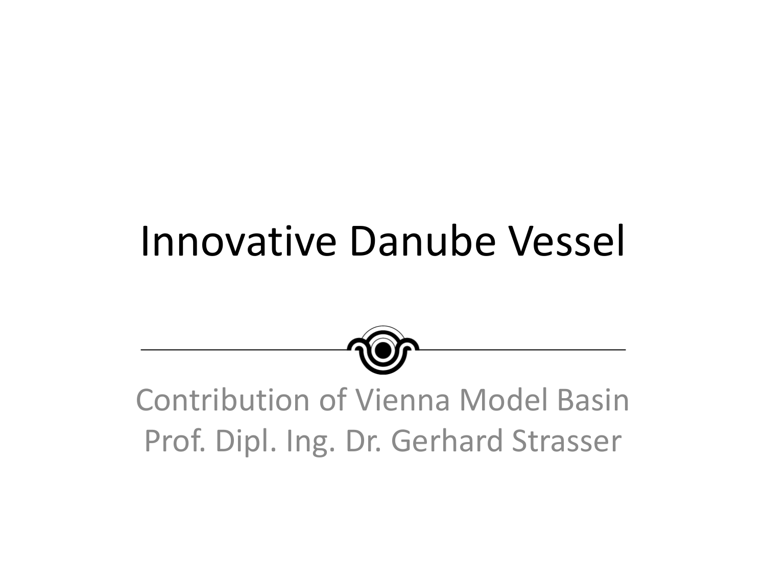# Innovative Danube Vessel

Contribution of Vienna Model Basin
Prof. Dipl. Ing. Dr. Gerhard Strasser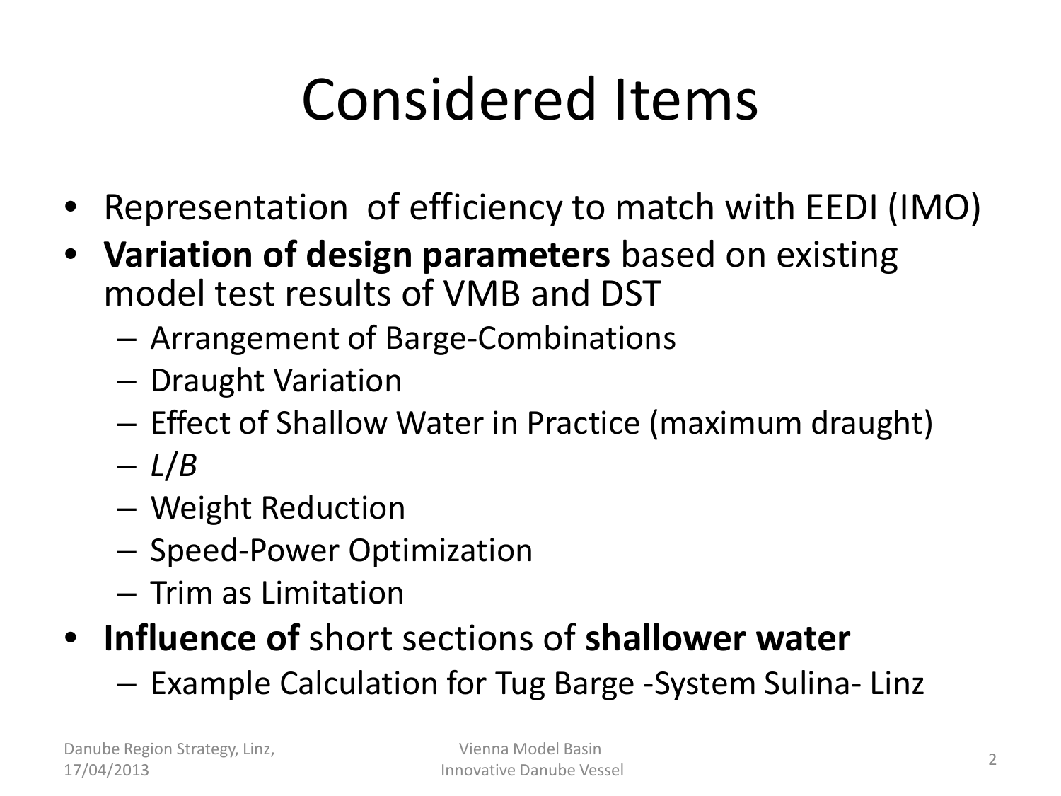# Considered Items

- Representation of efficiency to match with EEDI (IMO)
- **Variation of design parameters** based on existing model test results of VMB and DST
  - Arrangement of Barge-Combinations
  - Draught Variation
  - Effect of Shallow Water in Practice (maximum draught)
  - *L*/*B*
  - Weight Reduction
  - Speed-Power Optimization
  - Trim as Limitation
- **Influence of** short sections of **shallower water**
  - Example Calculation for Tug Barge -System Sulina- Linz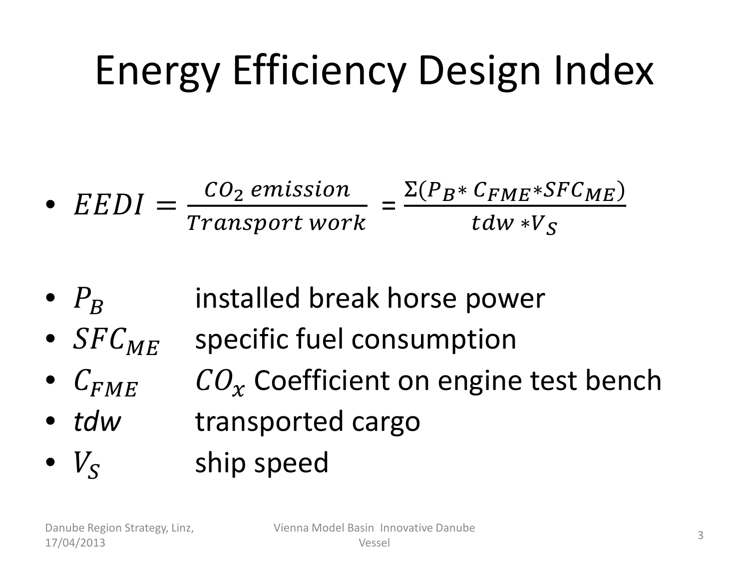# Energy Efficiency Design Index

- $EEDI = \frac{CO_2 \ emission}{Transport \ work} = \frac{\Sigma(P_B * C_{FME} * SFC_{ME})}{tdw * V_S}$

- $P_B$ installed break horse power
- $SFC_{ME}$ specific fuel consumption
- $C_{FME}$ $CO_x$ Coefficient on engine test bench
- *tdw* transported cargo
- $V_S$ ship speed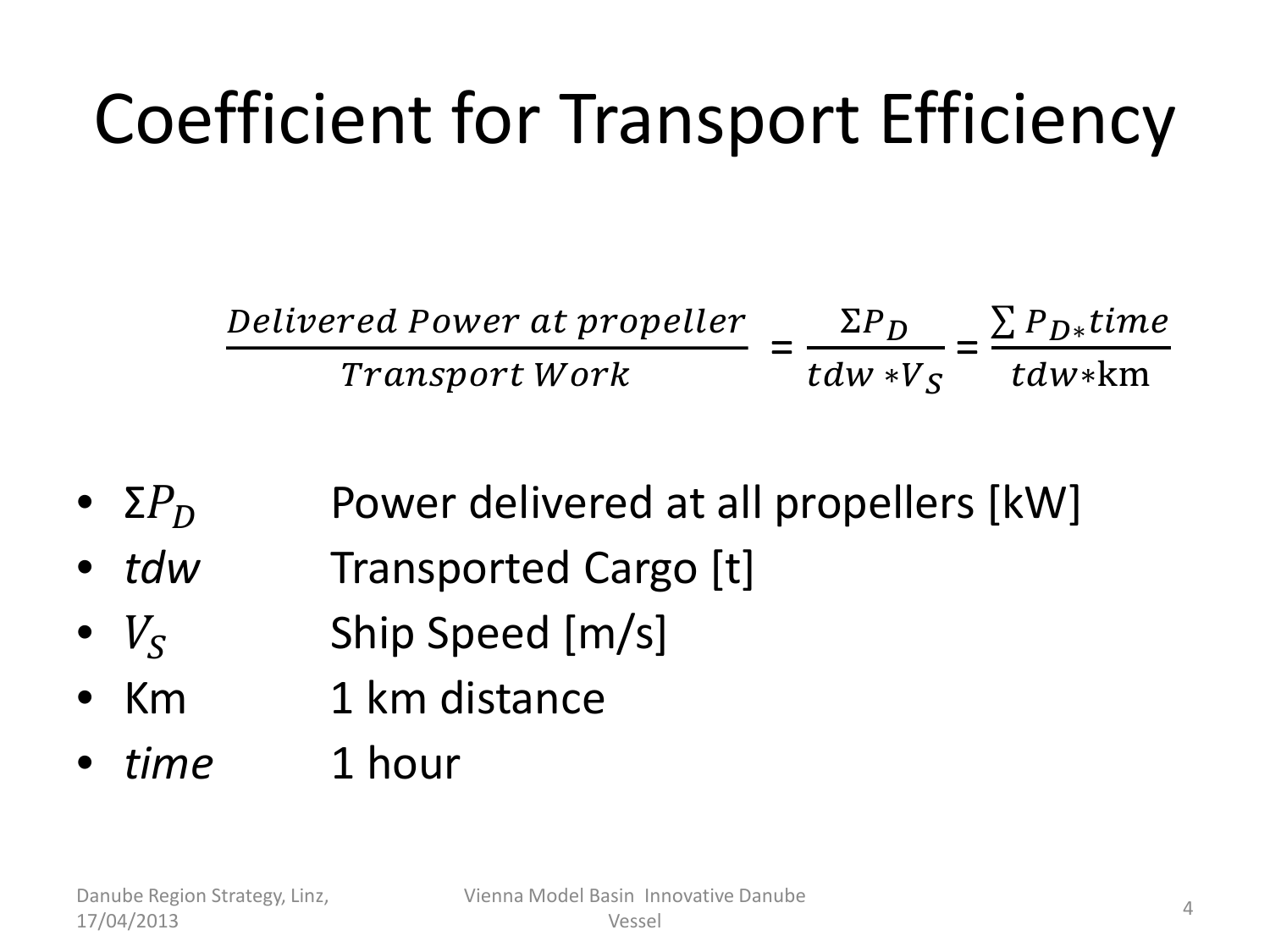# Coefficient for Transport Efficiency

$$\frac{Delivered\ Power\ at\ propeller}{Transport\ Work} = \frac{\Sigma P_D}{tdw * V_S} = \frac{\sum P_{D*} time}{tdw * \text{km}}$$

- $\Sigma P_D$ Power delivered at all propellers [kW]
- *tdw* Transported Cargo [t]
- $V_S$ Ship Speed [m/s]
- Km 1 km distance
- *time* 1 hour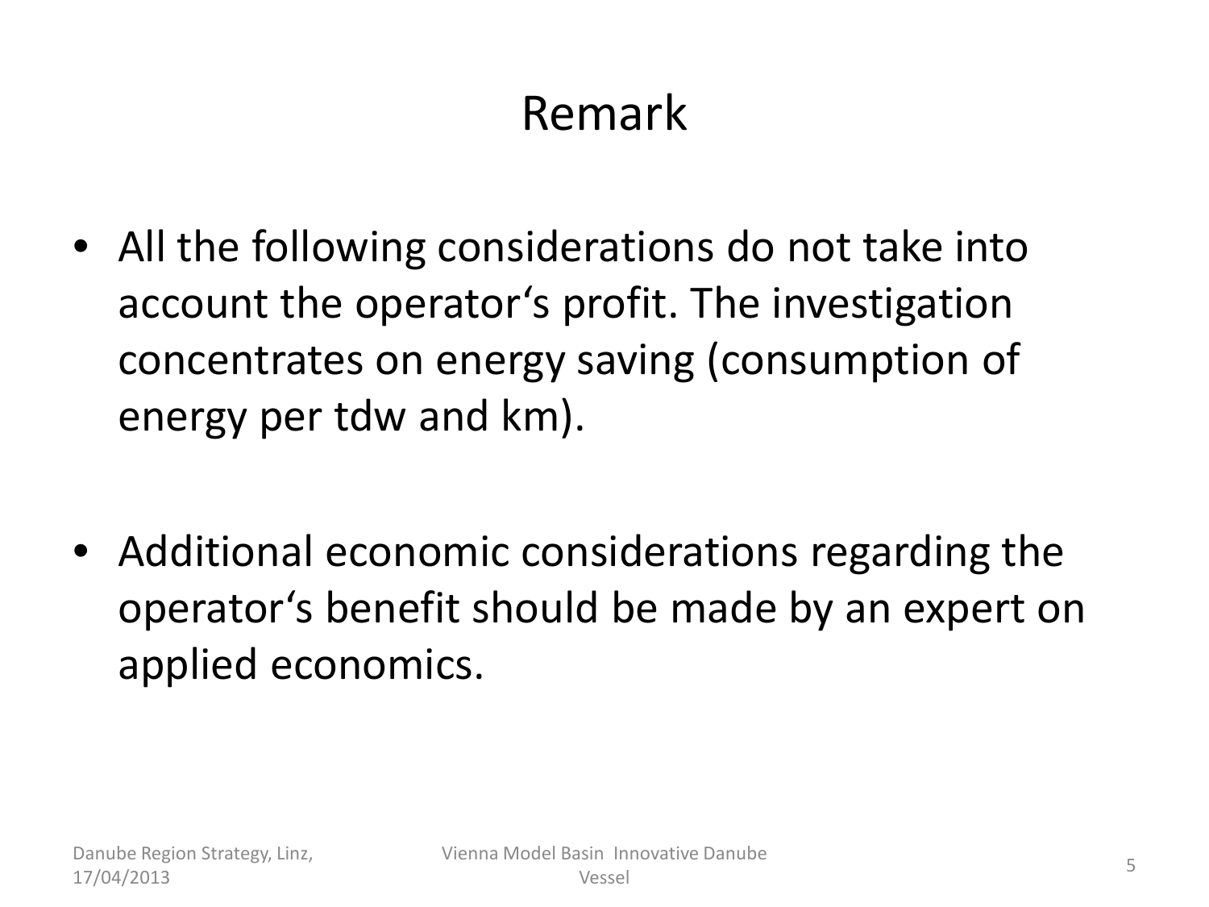# Remark

- All the following considerations do not take into account the operator‘s profit. The investigation concentrates on energy saving (consumption of energy per tdw and km).

- Additional economic considerations regarding the operator‘s benefit should be made by an expert on applied economics.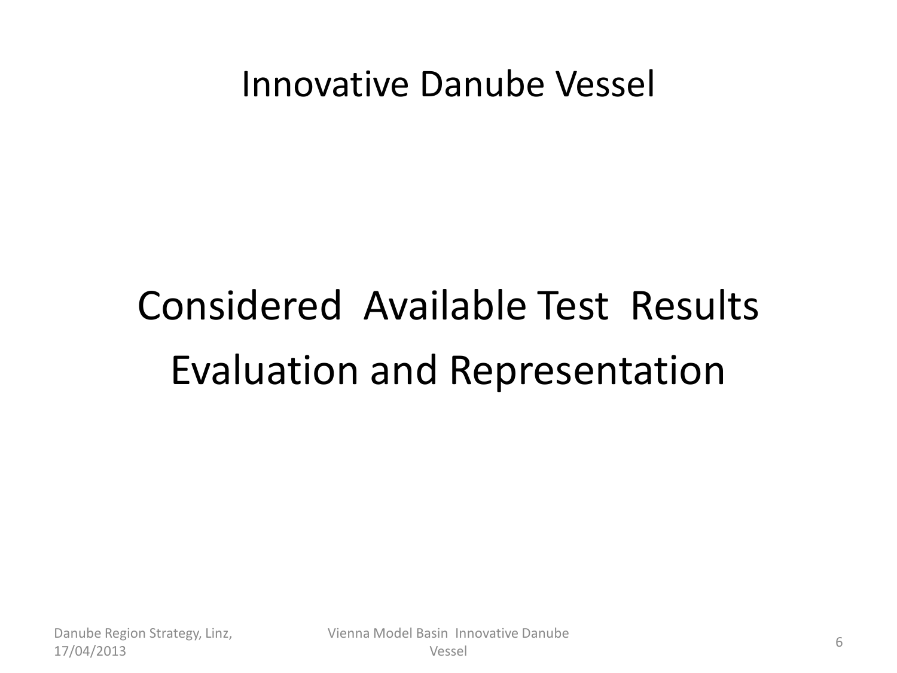# Innovative Danube Vessel

## Considered Available Test Results Evaluation and Representation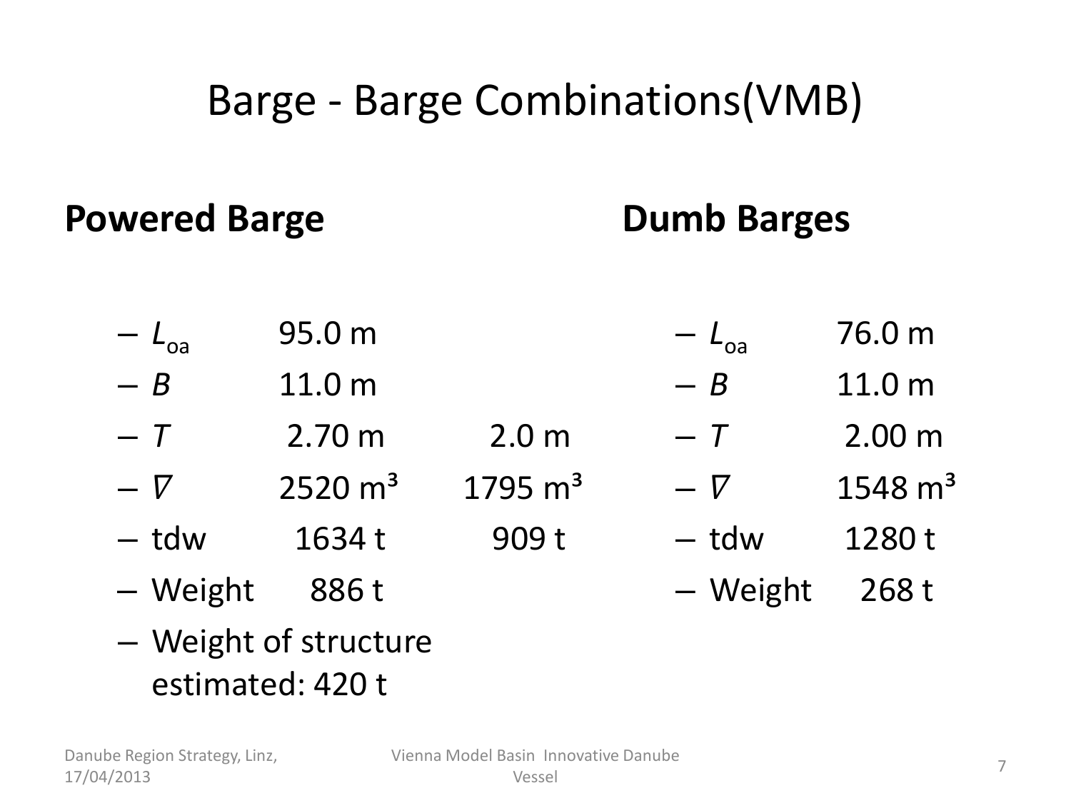# Barge - Barge Combinations(VMB)

## Powered Barge

- $L_{oa}$ 95.0 m
- $B$ 11.0 m
- $T$ 2.70 m 2.0 m
- $\nabla$ 2520 m³ 1795 m³
- tdw 1634 t 909 t
- Weight 886 t
- Weight of structure estimated: 420 t

## Dumb Barges

- $L_{oa}$ 76.0 m
- $B$ 11.0 m
- $T$ 2.00 m
- $\nabla$ 1548 m³
- tdw 1280 t
- Weight 268 t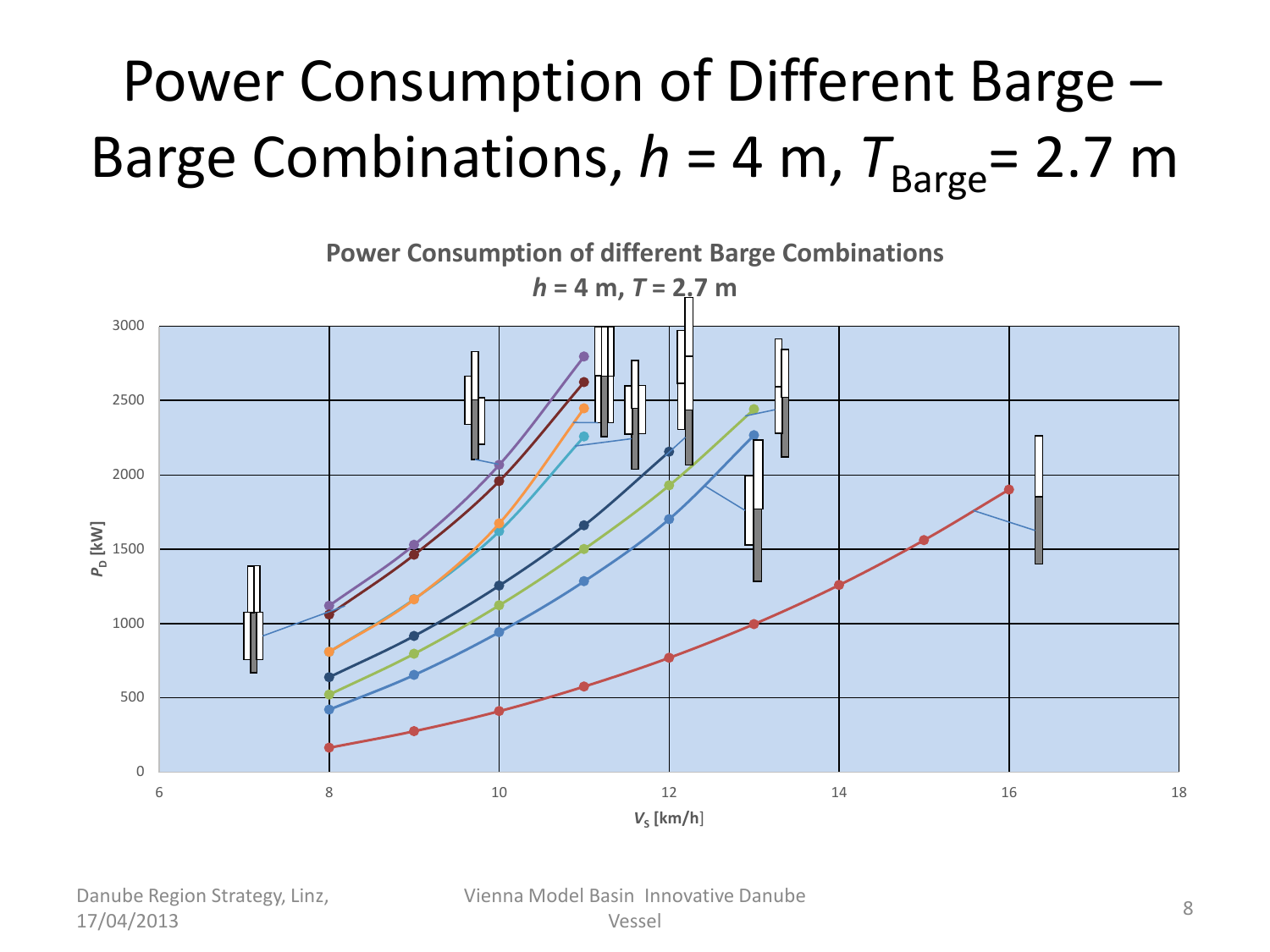# Power Consumption of Different Barge – Barge Combinations, $h$ = 4 m, $T_{Barge}$= 2.7 m

**Power Consumption of different Barge Combinations**
***h* = 4 m, *T* = 2.7 m**

$P_D$ [kW]

3000
2500
2000
1500
1000
500
0

6 8 10 12 14 16 18

$V_S$ [km/h]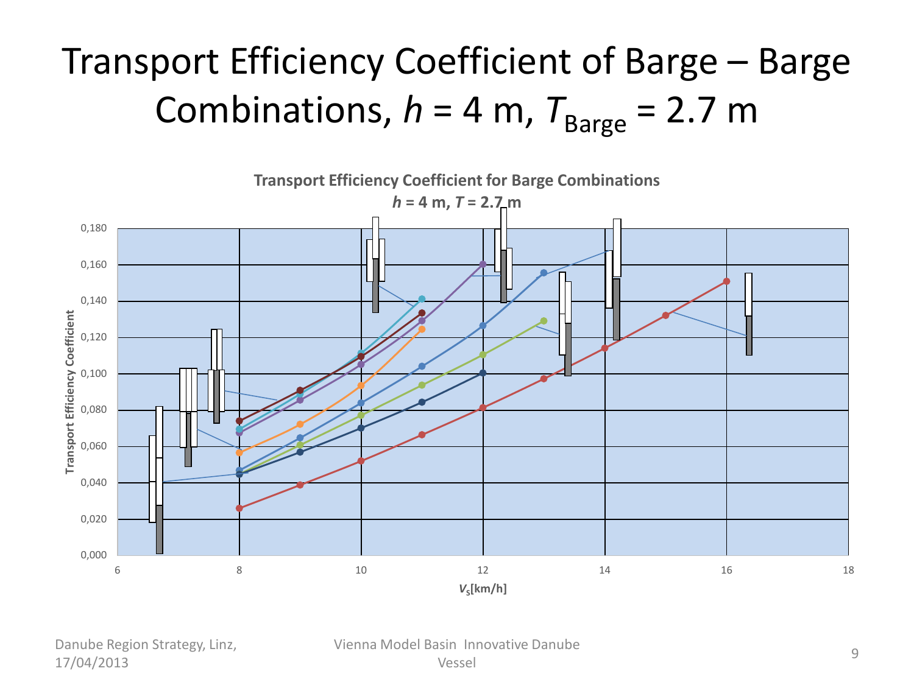# Transport Efficiency Coefficient of Barge – Barge Combinations, $h$ = 4 m, $T_{Barge}$ = 2.7 m

**Transport Efficiency Coefficient for Barge Combinations**
***h* = 4 m, *T* = 2.7 m**

Transport Efficiency Coefficient

0,180
0,160
0,140
0,120
0,100
0,080
0,060
0,040
0,020
0,000

6 8 10 12 14 16 18

$V_S$[km/h]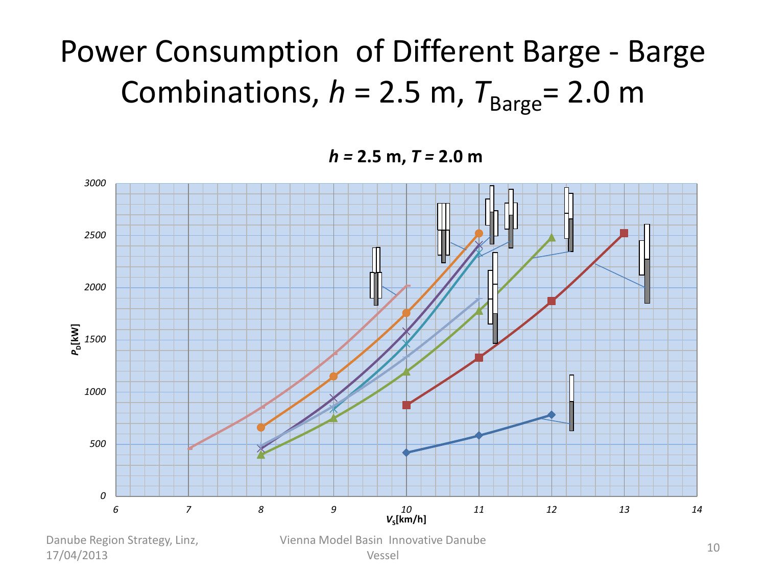# Power Consumption of Different Barge - Barge Combinations, $h$ = 2.5 m, $T_{Barge}$= 2.0 m

**$h$ = 2.5 m, $T$ = 2.0 m**

$P_D$[kW]

3000, 2500, 2000, 1500, 1000, 500, 0

6, 7, 8, 9, 10, 11, 12, 13, 14

$V_S$[km/h]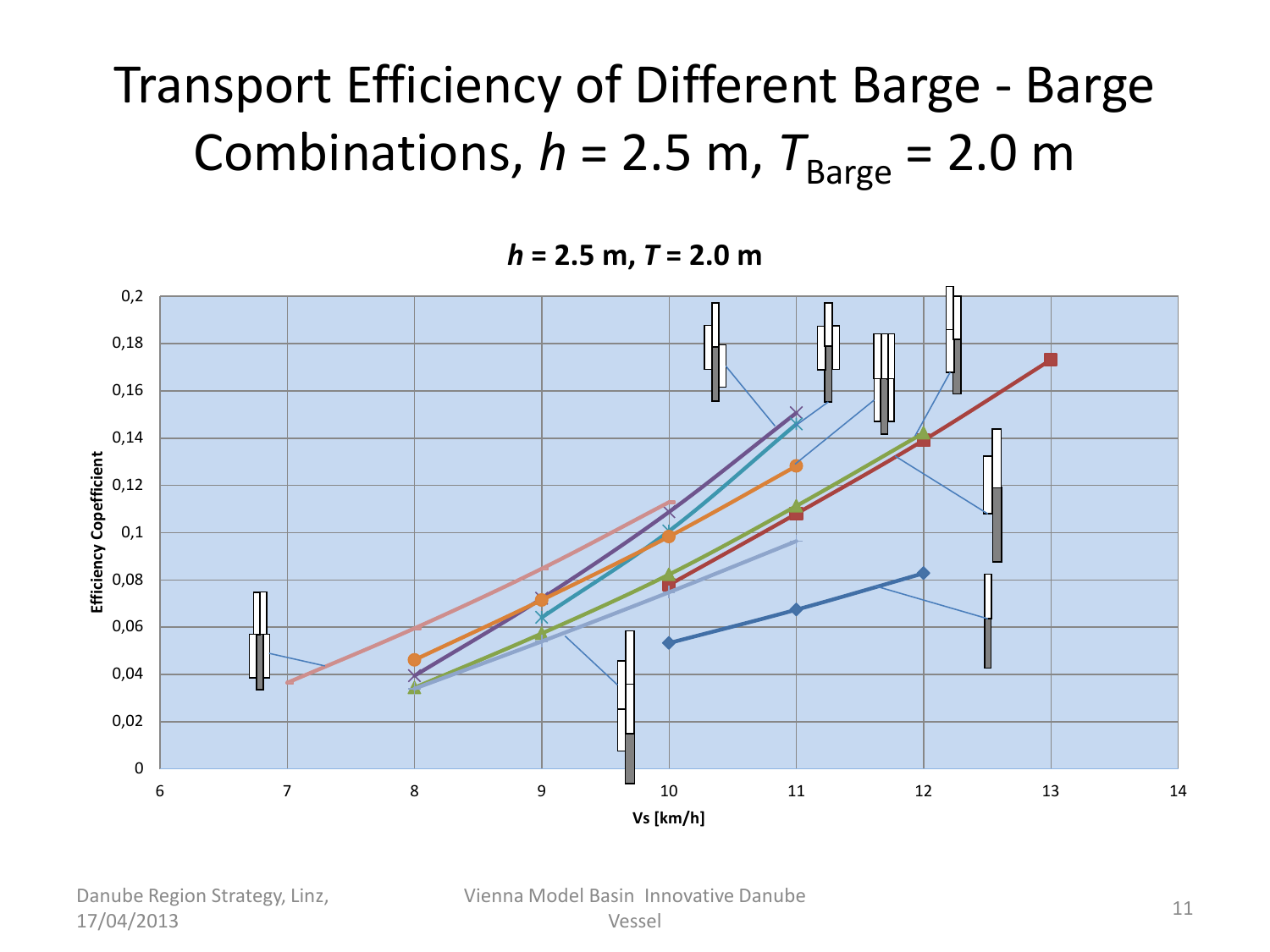# Transport Efficiency of Different Barge - Barge Combinations, $h$ = 2.5 m, $T_{Barge}$ = 2.0 m

**$h$ = 2.5 m, $T$ = 2.0 m**

Efficiency Copefficient

Vs [km/h]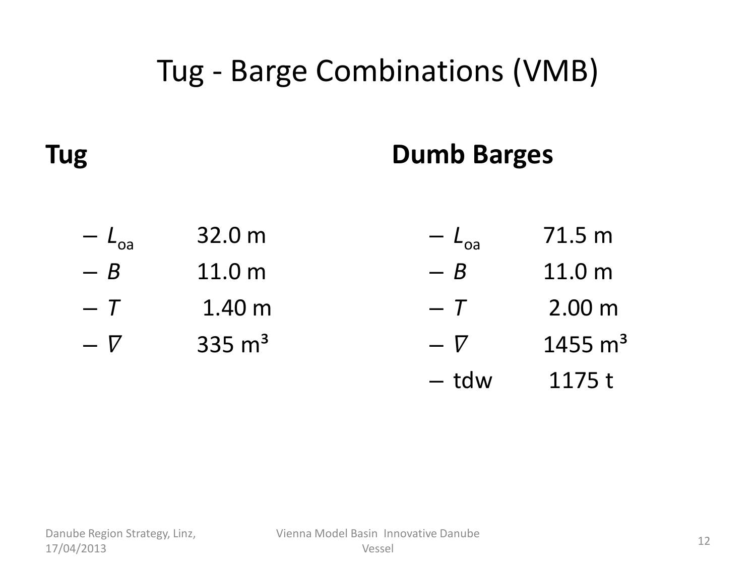# Tug - Barge Combinations (VMB)

**Tug**

- $L_{oa}$ 32.0 m
- $B$ 11.0 m
- $T$ 1.40 m
- $\nabla$ 335 m³

**Dumb Barges**

- $L_{oa}$ 71.5 m
- $B$ 11.0 m
- $T$ 2.00 m
- $\nabla$ 1455 m³
- tdw 1175 t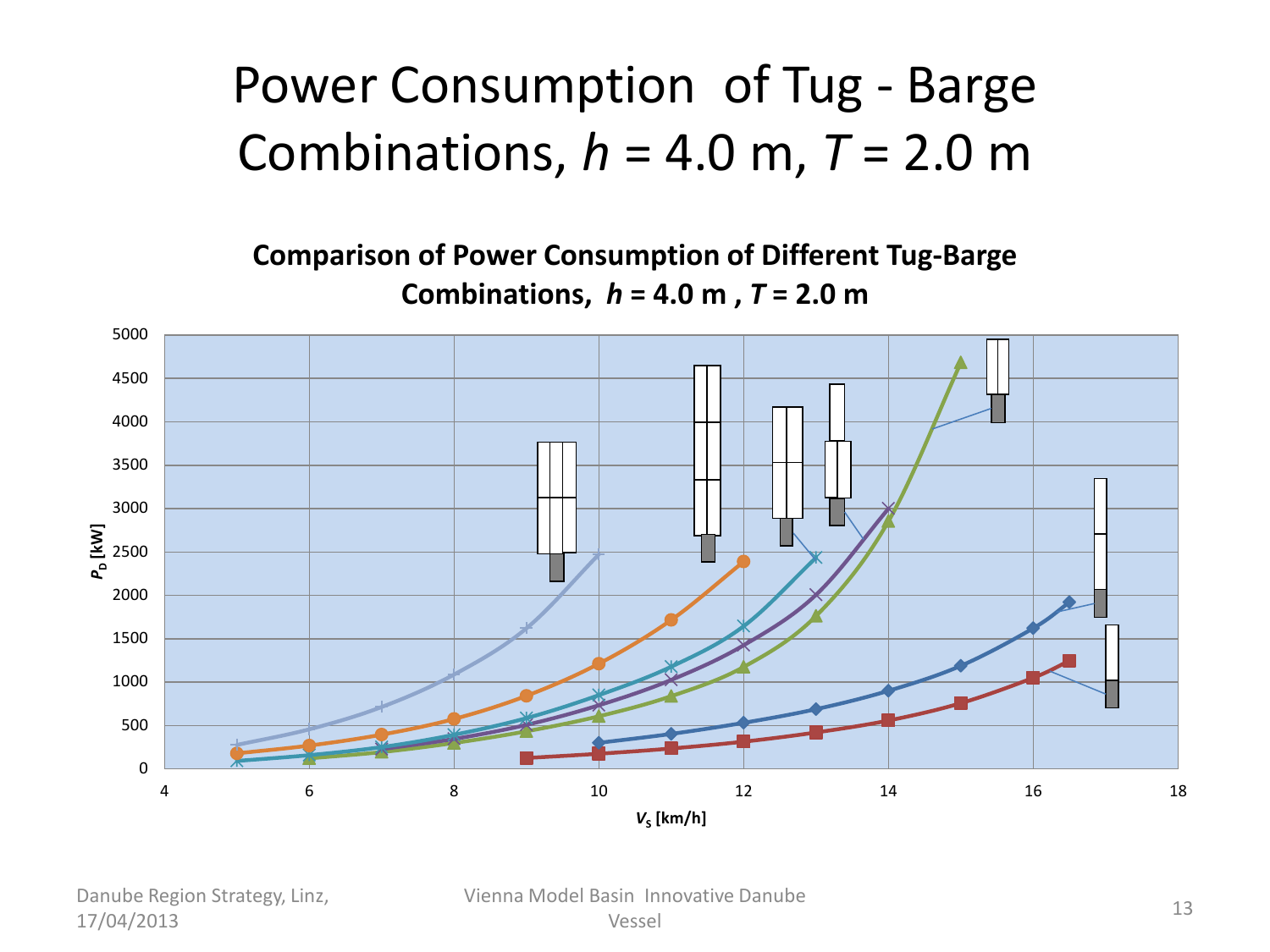# Power Consumption of Tug - Barge Combinations, $h$ = 4.0 m, $T$ = 2.0 m

**Comparison of Power Consumption of Different Tug-Barge Combinations, $h$ = 4.0 m , $T$ = 2.0 m**

$P_D$ [kW]

$V_S$ [km/h]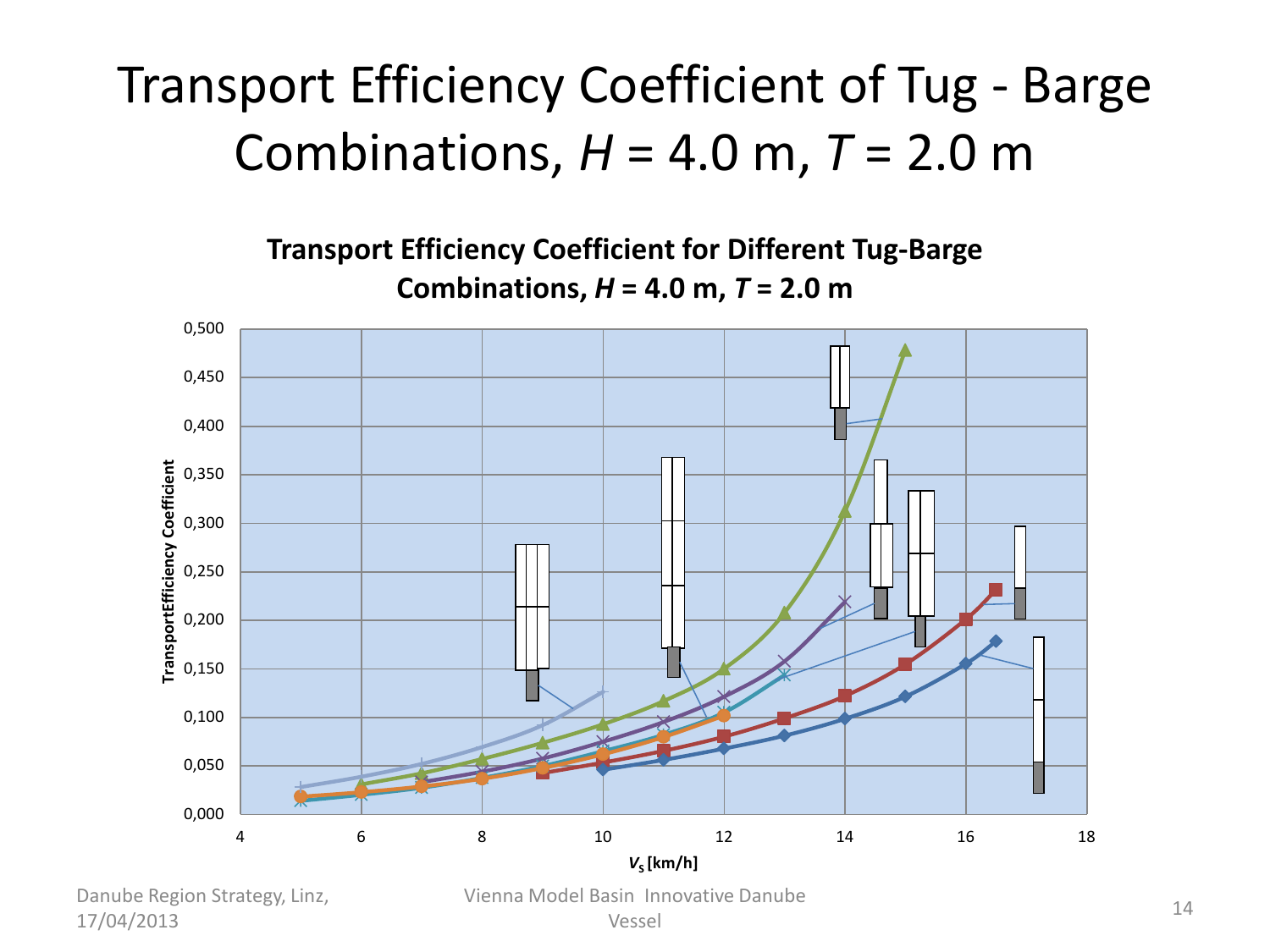# Transport Efficiency Coefficient of Tug - Barge Combinations, $H$ = 4.0 m, $T$ = 2.0 m

**Transport Efficiency Coefficient for Different Tug-Barge Combinations, $H$ = 4.0 m, $T$ = 2.0 m**

Y-axis: TransportEfficiency Coefficient (0,000 – 0,500)

X-axis: $V_S$ [km/h] (4 – 18)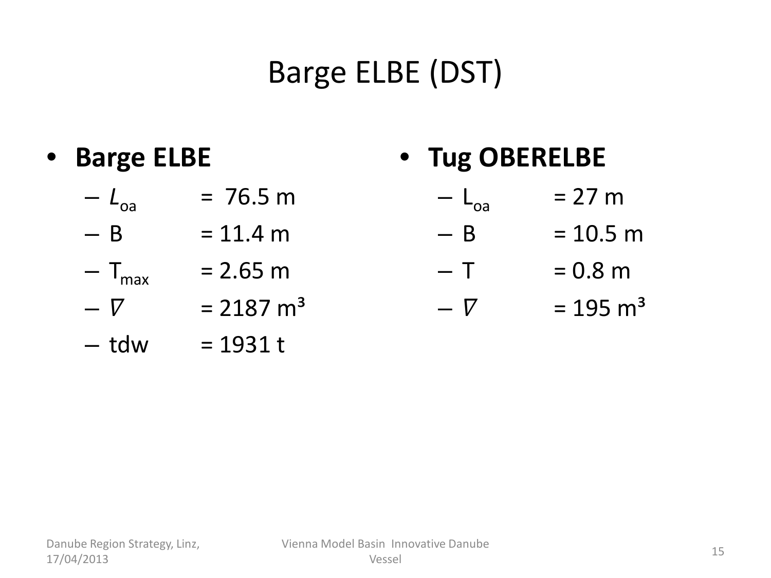# Barge ELBE (DST)

- **Barge ELBE**
  - $L_{oa}$ = 76.5 m
  - B = 11.4 m
  - $T_{max}$ = 2.65 m
  - $\nabla$ = 2187 m³
  - tdw = 1931 t

- **Tug OBERELBE**
  - $L_{oa}$ = 27 m
  - B = 10.5 m
  - T = 0.8 m
  - $\nabla$ = 195 m³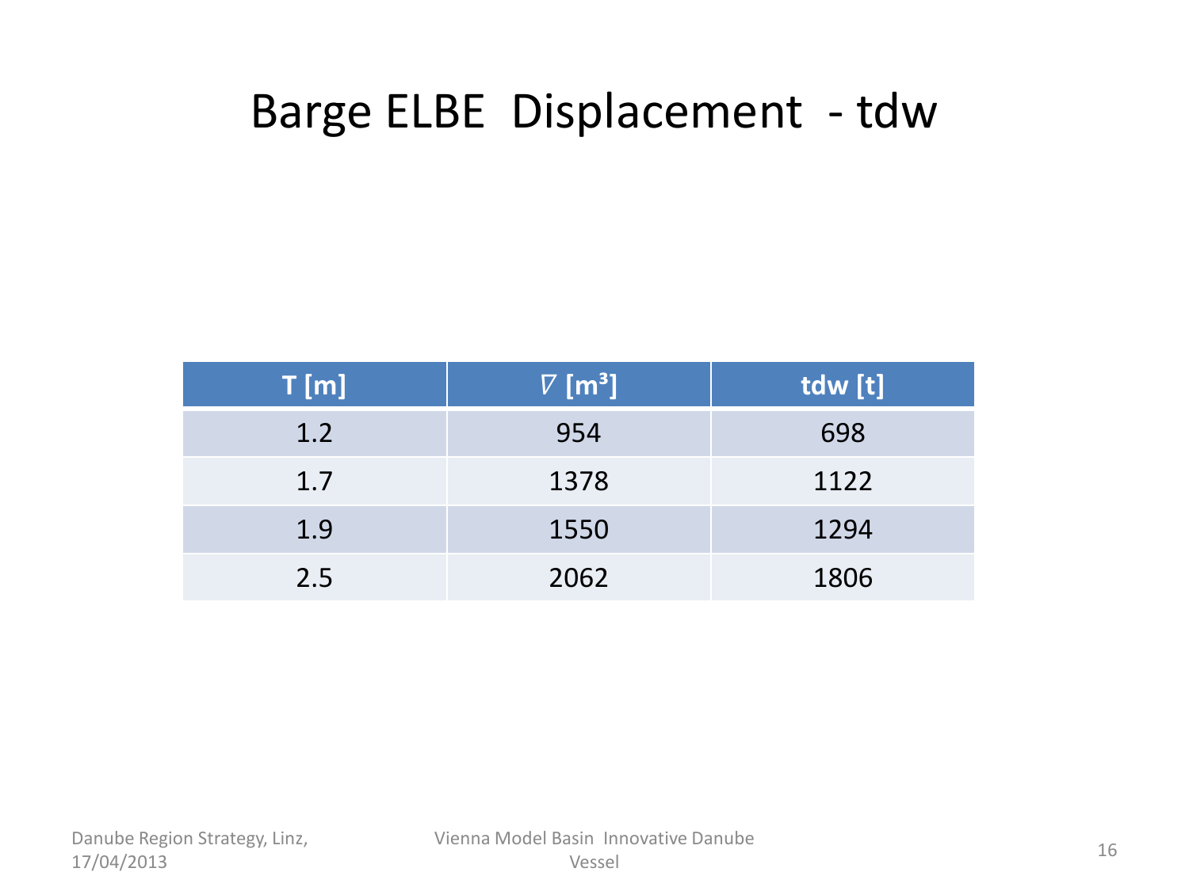# Barge ELBE Displacement - tdw

| T [m] | $\nabla$ [m³] | tdw [t] |
|---|---|---|
| 1.2 | 954 | 698 |
| 1.7 | 1378 | 1122 |
| 1.9 | 1550 | 1294 |
| 2.5 | 2062 | 1806 |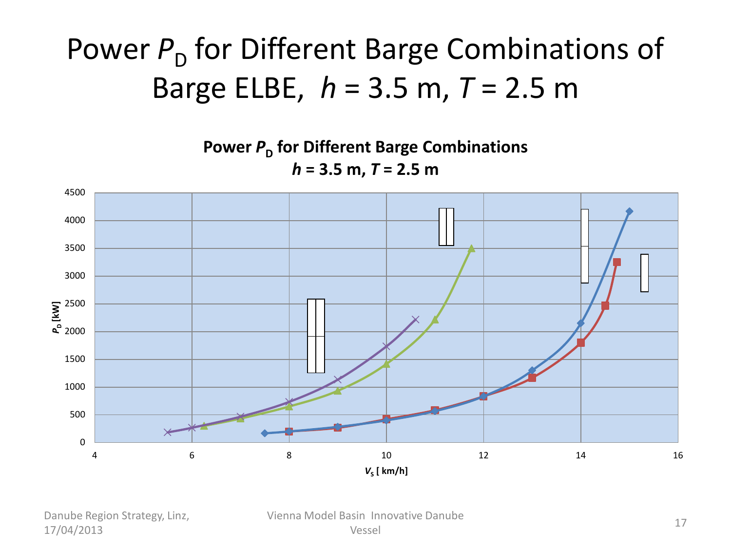# Power $P_D$ for Different Barge Combinations of Barge ELBE, $h$ = 3.5 m, $T$ = 2.5 m

**Power $P_D$ for Different Barge Combinations**
**$h$ = 3.5 m, $T$ = 2.5 m**

$P_D$ [kW]

$V_S$ [ km/h]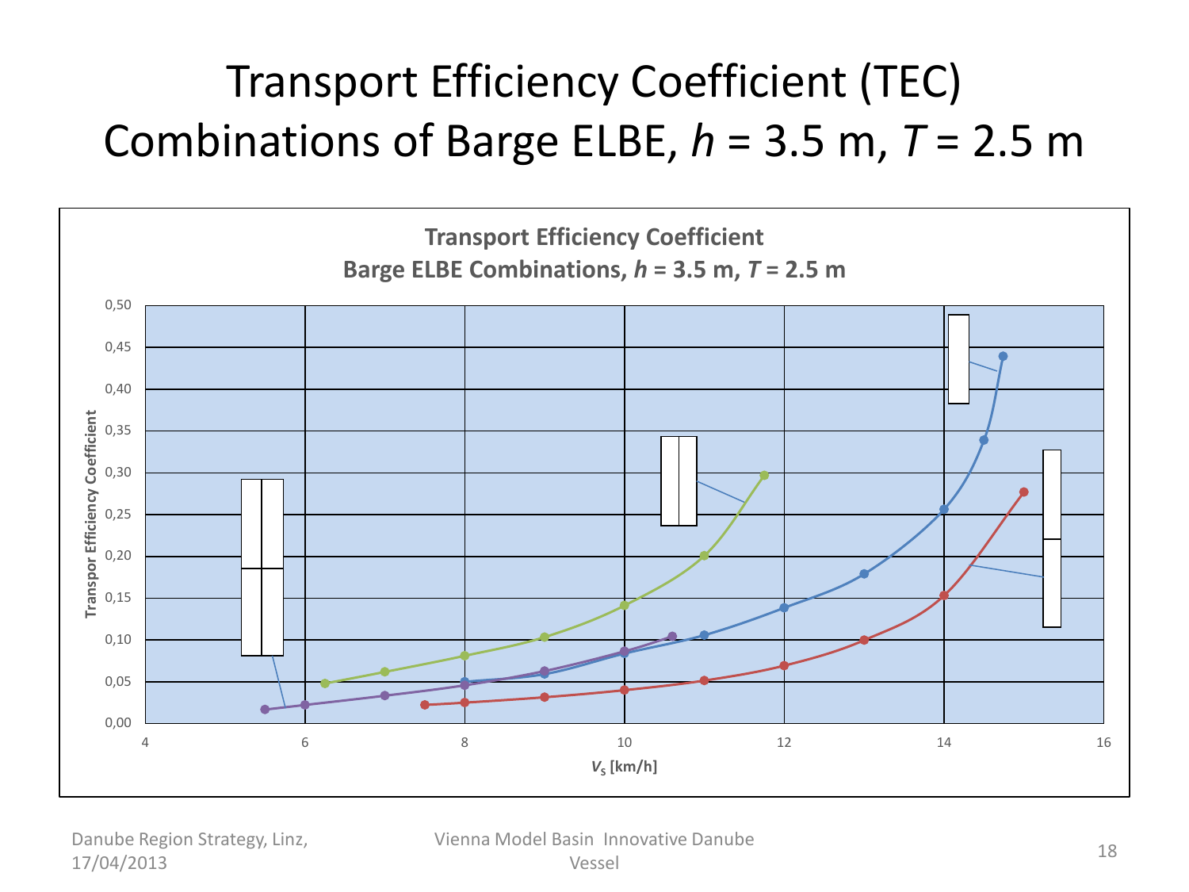# Transport Efficiency Coefficient (TEC) Combinations of Barge ELBE, *h* = 3.5 m, *T* = 2.5 m

**Transport Efficiency Coefficient**
**Barge ELBE Combinations, *h* = 3.5 m, *T* = 2.5 m**

Transpor Efficiency Coefficient

0,00 0,05 0,10 0,15 0,20 0,25 0,30 0,35 0,40 0,45 0,50

4 6 8 10 12 14 16

$V_S$ [km/h]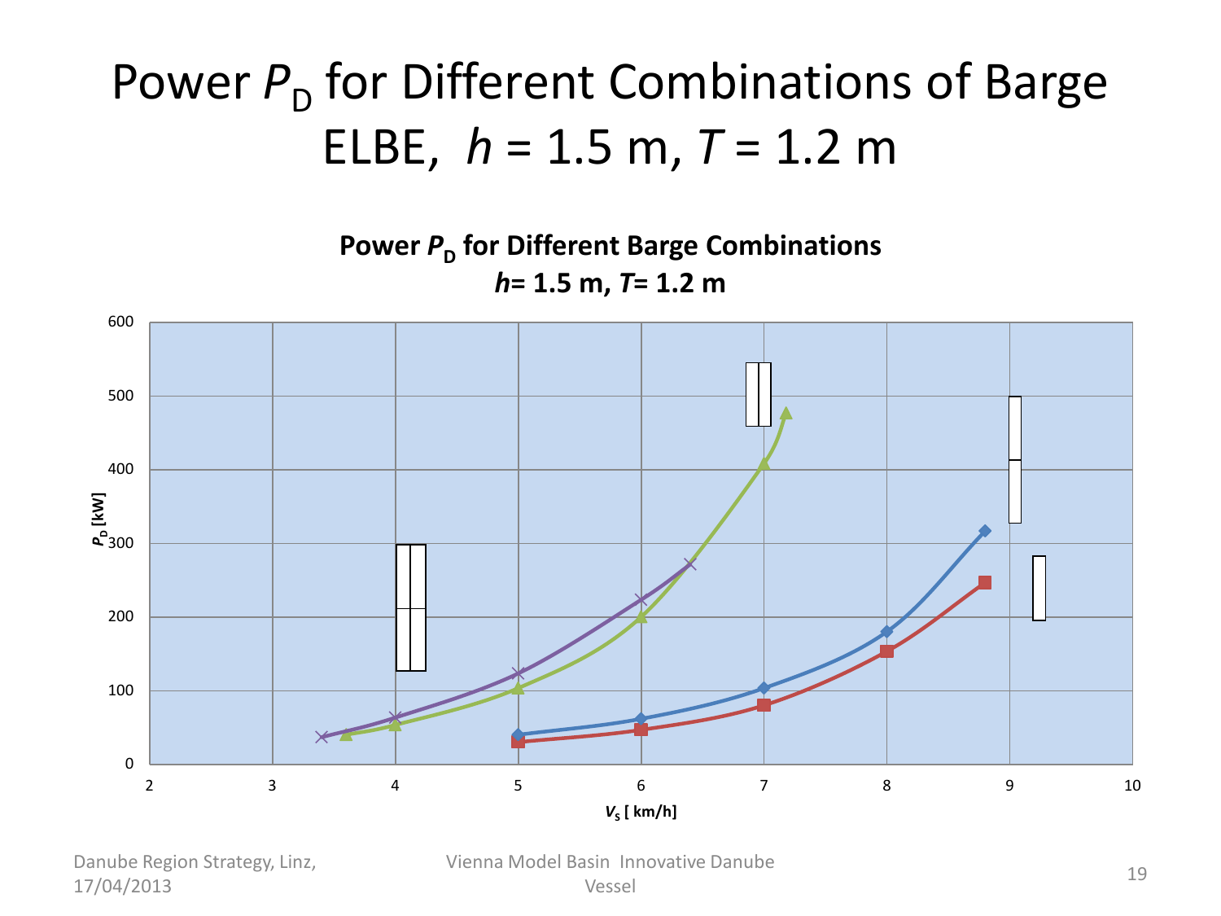# Power $P_D$ for Different Combinations of Barge ELBE, $h$ = 1.5 m, $T$ = 1.2 m

**Power $P_D$ for Different Barge Combinations**
**$h$= 1.5 m, $T$= 1.2 m**

$P_D$ [kW]

600
500
400
300
200
100
0

2 3 4 5 6 7 8 9 10

$V_S$ [ km/h]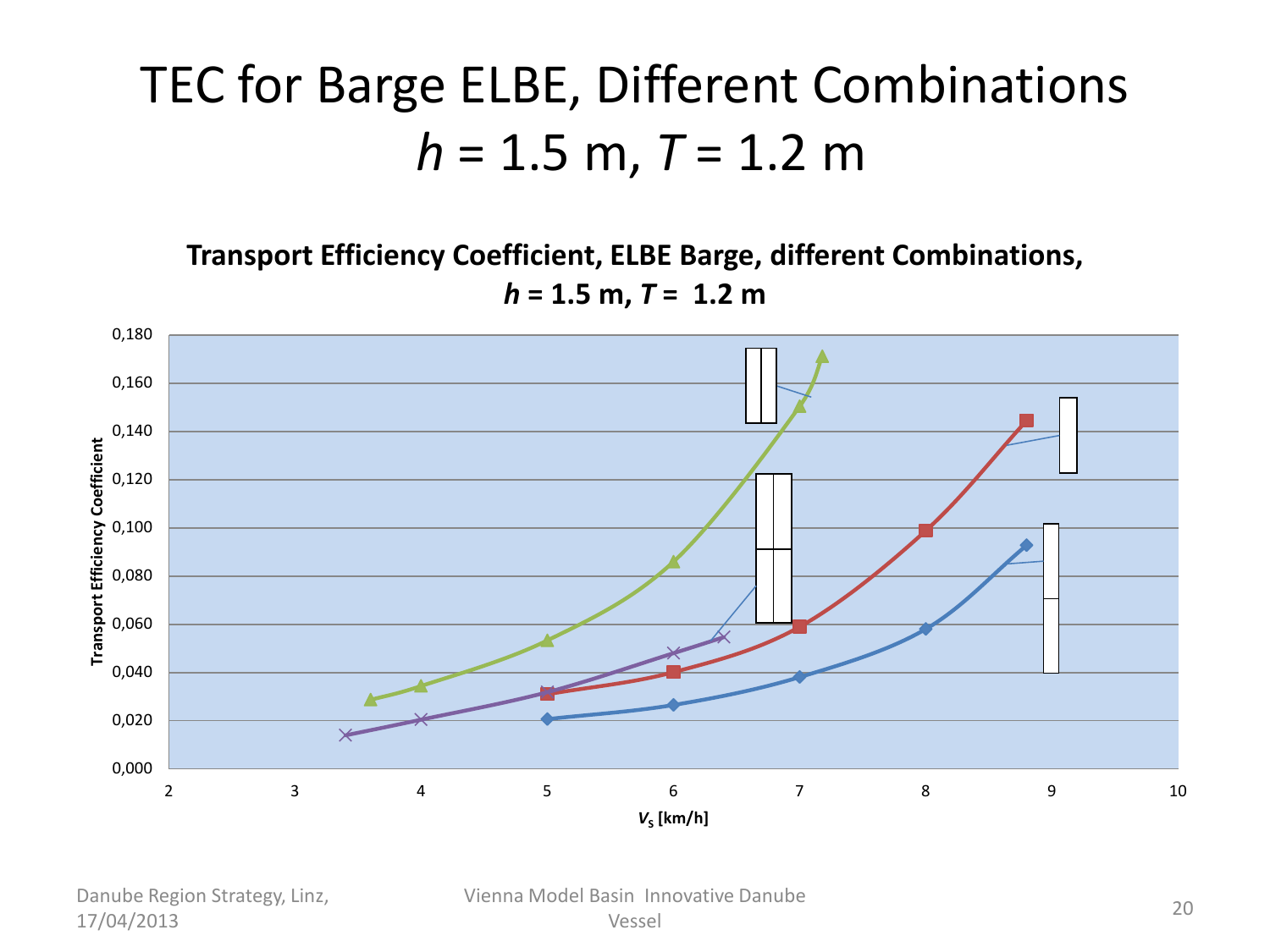# TEC for Barge ELBE, Different Combinations $h$ = 1.5 m, $T$ = 1.2 m

**Transport Efficiency Coefficient, ELBE Barge, different Combinations, $h$ = 1.5 m, $T$ = 1.2 m**

Transport Efficiency Coefficient

0,180
0,160
0,140
0,120
0,100
0,080
0,060
0,040
0,020
0,000

2 3 4 5 6 7 8 9 10

$V_S$ [km/h]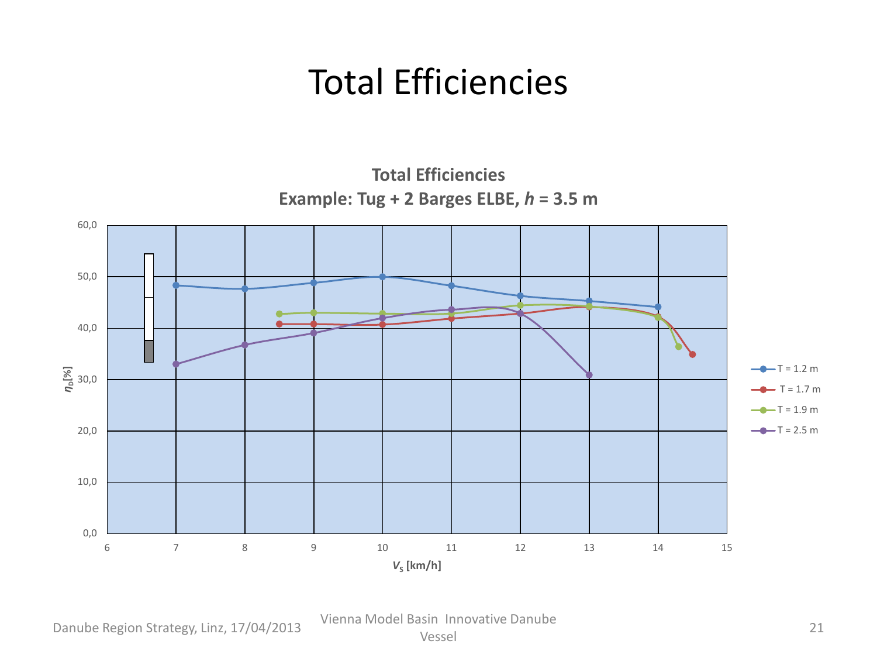# Total Efficiencies

**Total Efficiencies**
**Example: Tug + 2 Barges ELBE, *h* = 3.5 m**

$\eta_D$[%]

$V_S$ [km/h]

- T = 1.2 m
- T = 1.7 m
- T = 1.9 m
- T = 2.5 m

Vienna Model Basin Innovative Danube Vessel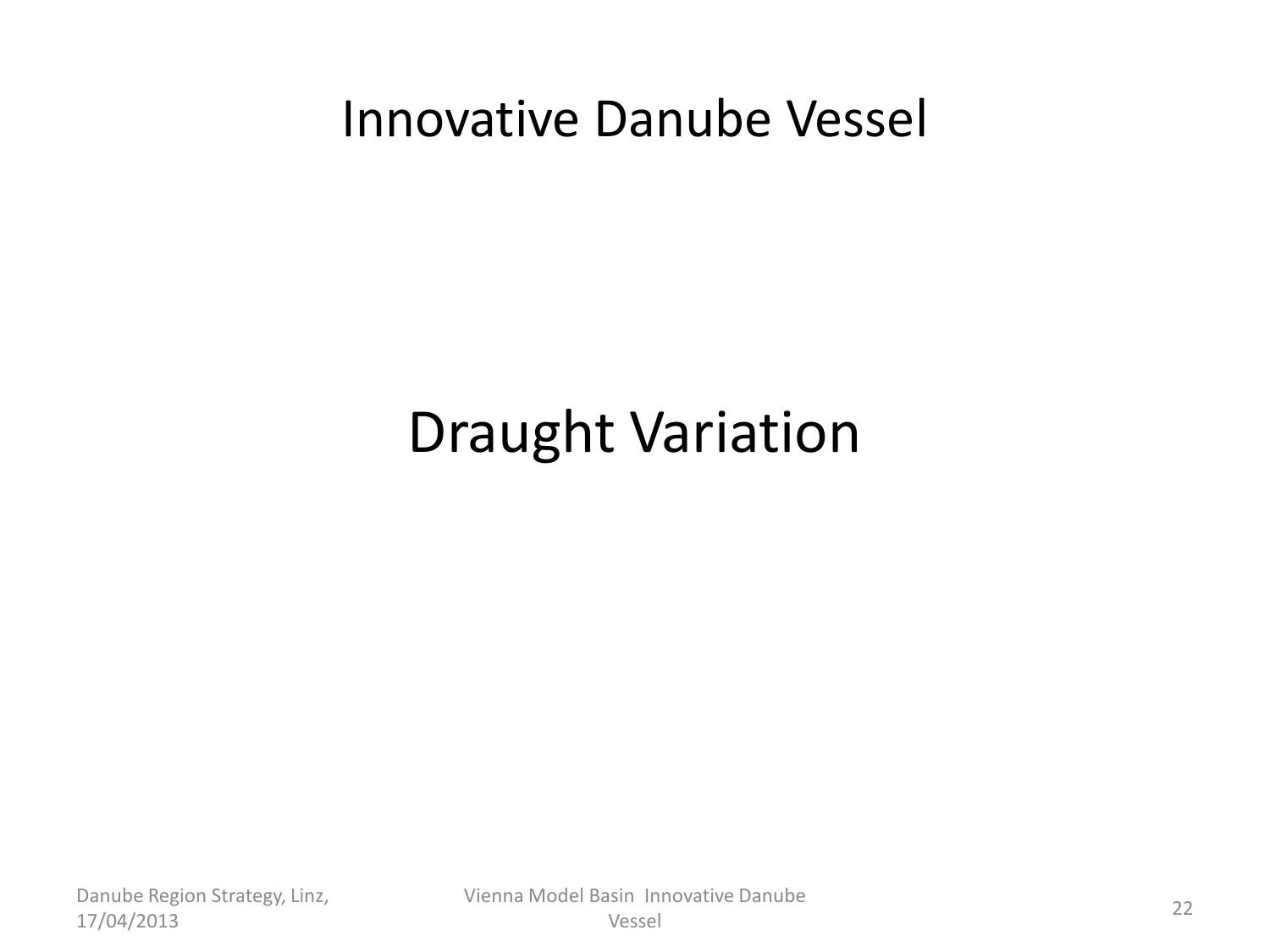# Innovative Danube Vessel

## Draught Variation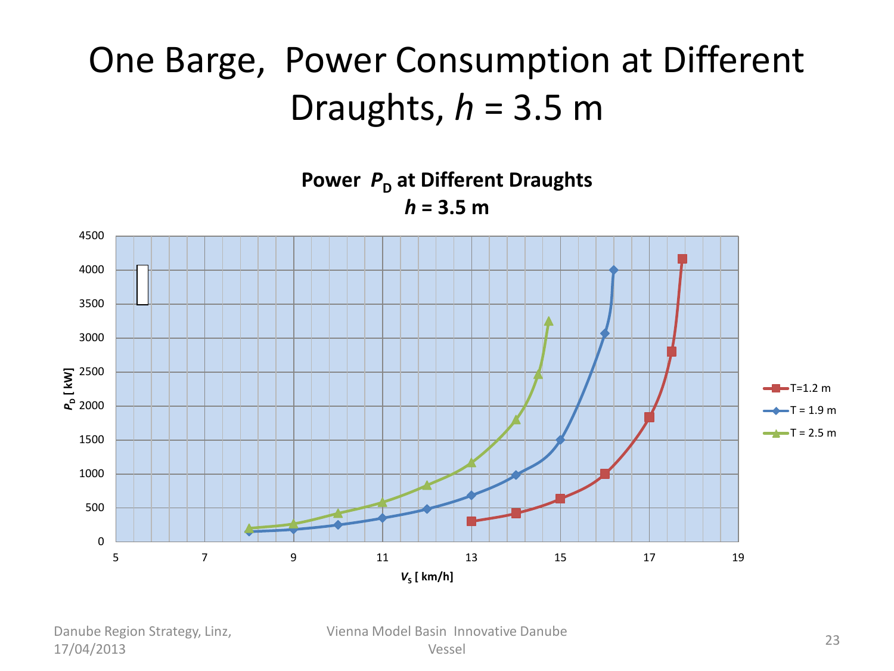# One Barge, Power Consumption at Different Draughts, $h$ = 3.5 m

**Power $P_D$ at Different Draughts**
**$h$ = 3.5 m**

$P_D$ [ kW]

$V_S$ [ km/h]

- T=1.2 m
- T = 1.9 m
- T = 2.5 m

Danube Region Strategy, Linz, 17/04/2013

Vienna Model Basin Innovative Danube Vessel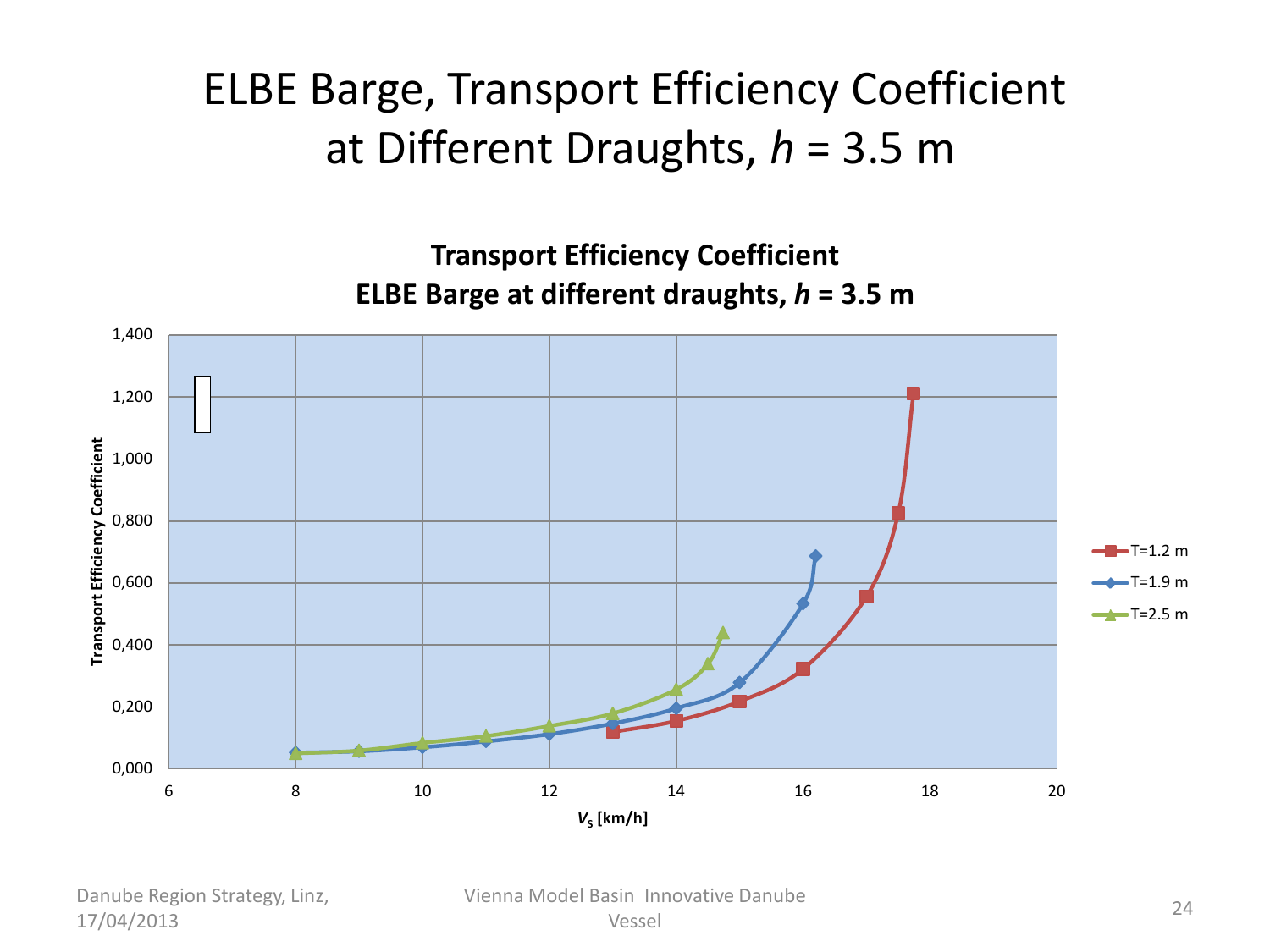# ELBE Barge, Transport Efficiency Coefficient at Different Draughts, *h* = 3.5 m

**Transport Efficiency Coefficient**
**ELBE Barge at different draughts, *h* = 3.5 m**

Transport Efficiency Coefficient

$V_S$ [km/h]

- T=1.2 m
- T=1.9 m
- T=2.5 m

Danube Region Strategy, Linz, 17/04/2013

Vienna Model Basin Innovative Danube Vessel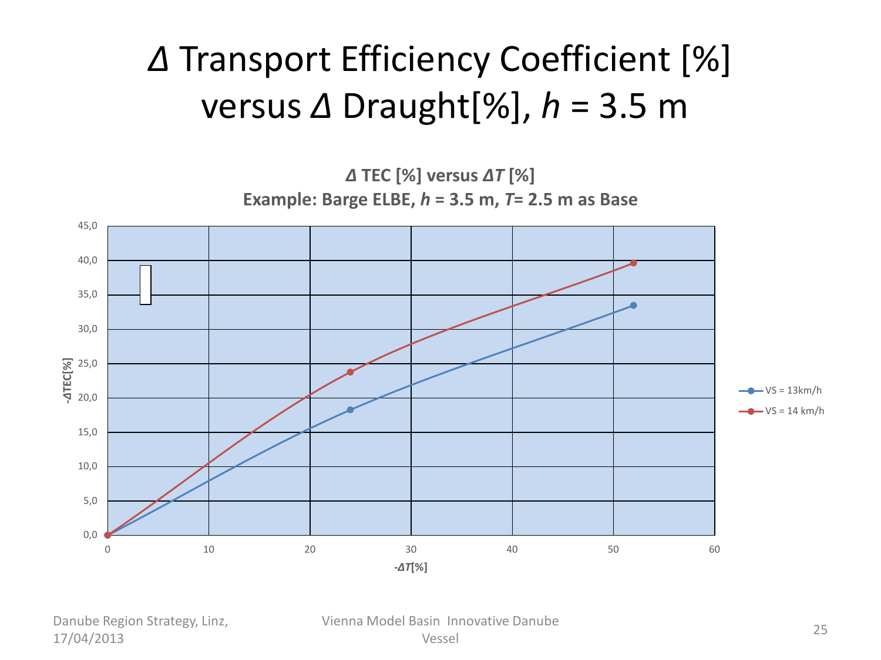# $\Delta$ Transport Efficiency Coefficient [%] versus $\Delta$ Draught[%], $h$ = 3.5 m

**$\Delta$ TEC [%] versus $\Delta T$ [%]**
**Example: Barge ELBE, $h$ = 3.5 m, $T$= 2.5 m as Base**

-ΔTEC[%]

-ΔT[%]

- VS = 13km/h
- VS = 14 km/h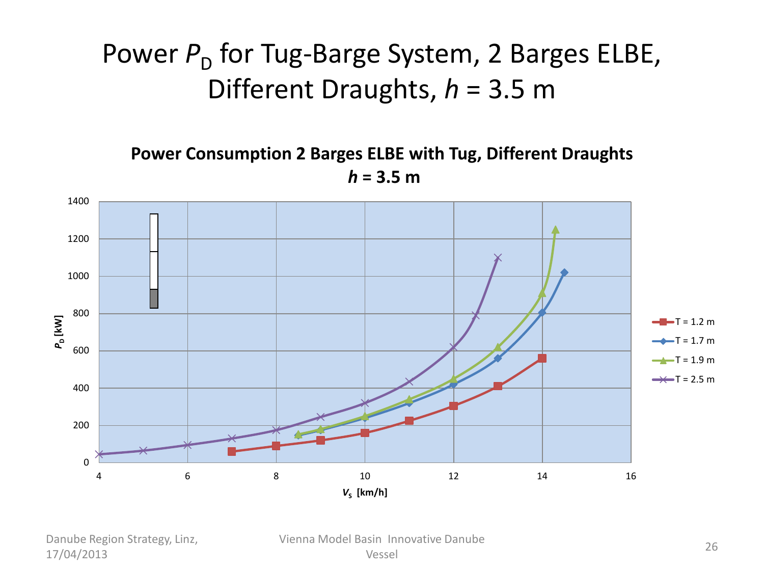# Power $P_D$ for Tug-Barge System, 2 Barges ELBE, Different Draughts, $h$ = 3.5 m

**Power Consumption 2 Barges ELBE with Tug, Different Draughts**
***h* = 3.5 m**

$P_D$ [kW]

$V_S$ [km/h]

- T = 1.2 m
- T = 1.7 m
- T = 1.9 m
- T = 2.5 m

Danube Region Strategy, Linz, 17/04/2013

Vienna Model Basin Innovative Danube Vessel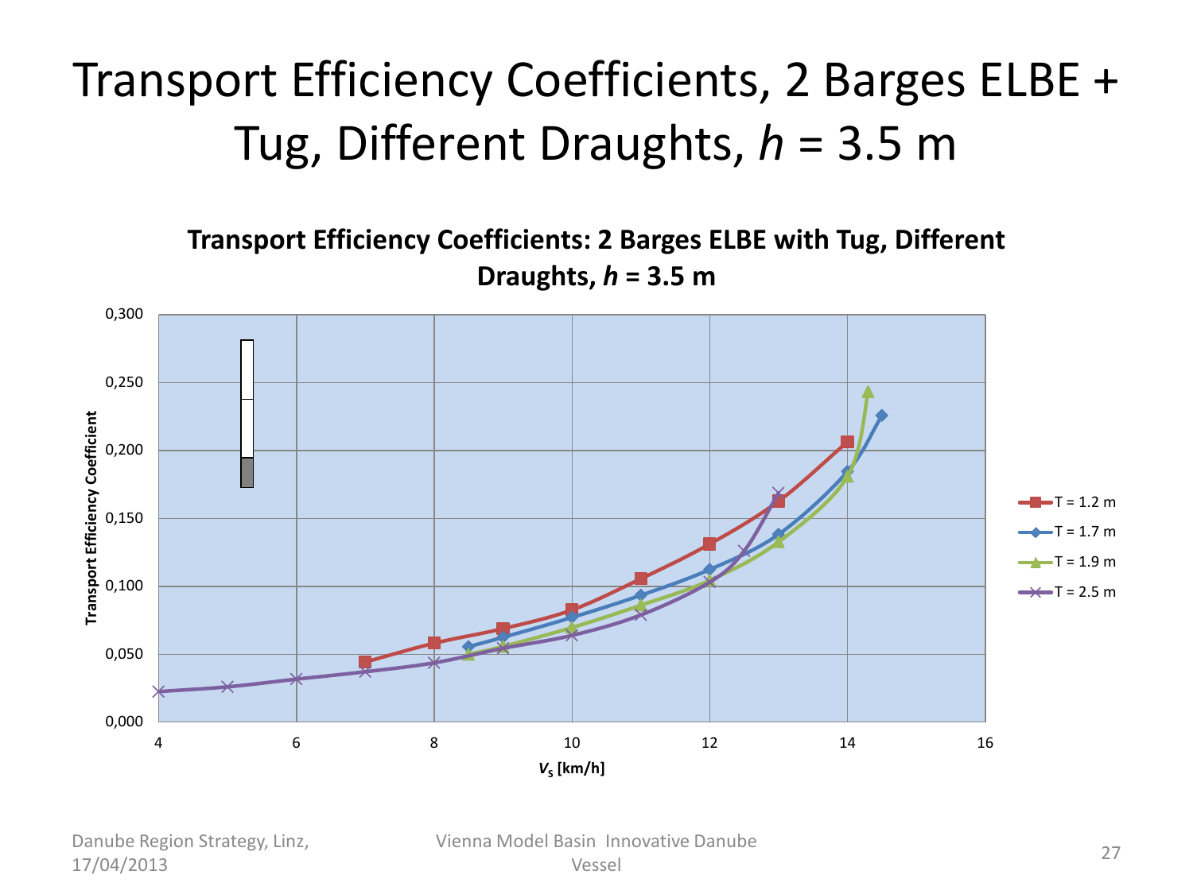# Transport Efficiency Coefficients, 2 Barges ELBE + Tug, Different Draughts, *h* = 3.5 m

**Transport Efficiency Coefficients: 2 Barges ELBE with Tug, Different Draughts, *h* = 3.5 m**

Transport Efficiency Coefficient

0,300
0,250
0,200
0,150
0,100
0,050
0,000

4 6 8 10 12 14 16

$V_S$ [km/h]

- T = 1.2 m
- T = 1.7 m
- T = 1.9 m
- T = 2.5 m

Danube Region Strategy, Linz, 17/04/2013

Vienna Model Basin Innovative Danube Vessel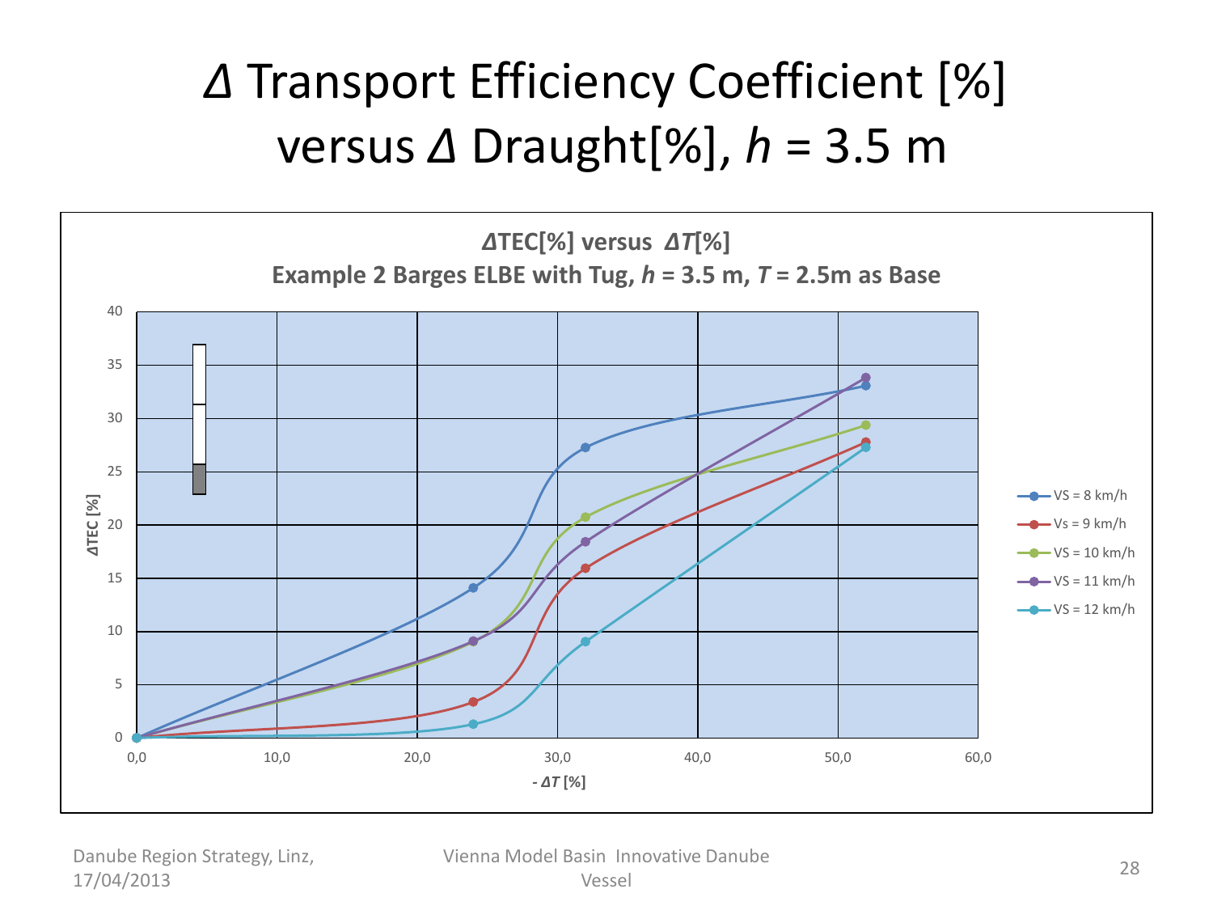# $\Delta$ Transport Efficiency Coefficient [%] versus $\Delta$ Draught[%], $h$ = 3.5 m

**$\Delta$TEC[%] versus $\Delta T$[%]**

**Example 2 Barges ELBE with Tug, $h$ = 3.5 m, $T$ = 2.5m as Base**

$\Delta$TEC [%]

- $\Delta T$ [%]

- VS = 8 km/h
- Vs = 9 km/h
- VS = 10 km/h
- VS = 11 km/h
- VS = 12 km/h

Danube Region Strategy, Linz, 17/04/2013

Vienna Model Basin Innovative Danube Vessel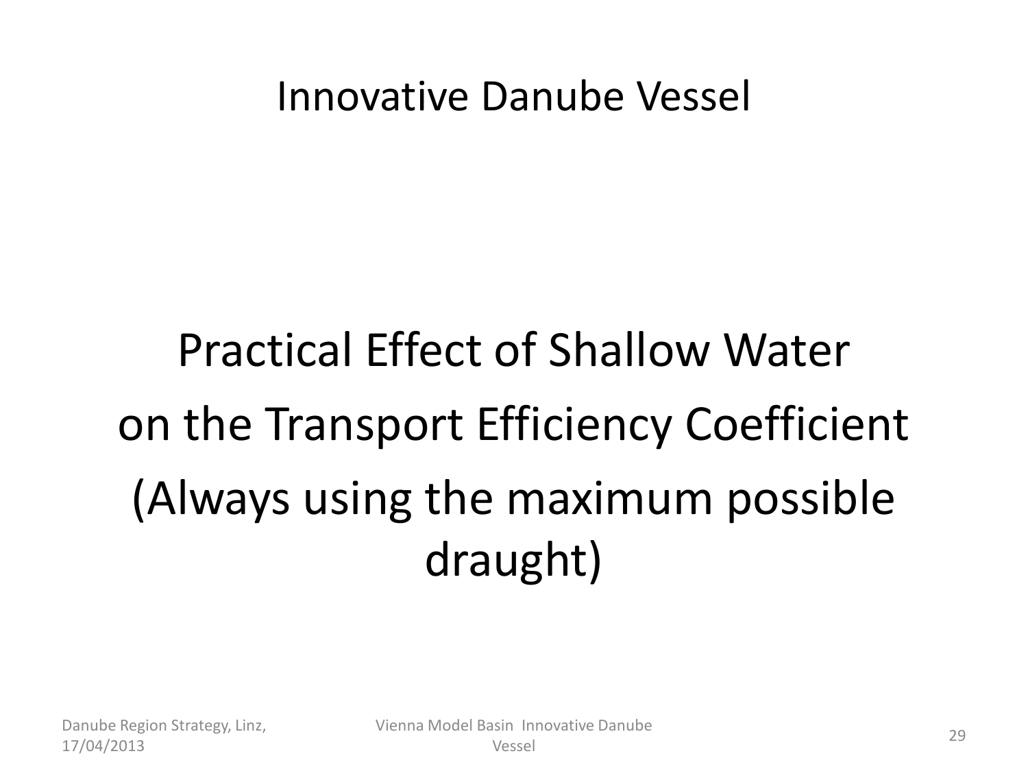# Innovative Danube Vessel

## Practical Effect of Shallow Water on the Transport Efficiency Coefficient (Always using the maximum possible draught)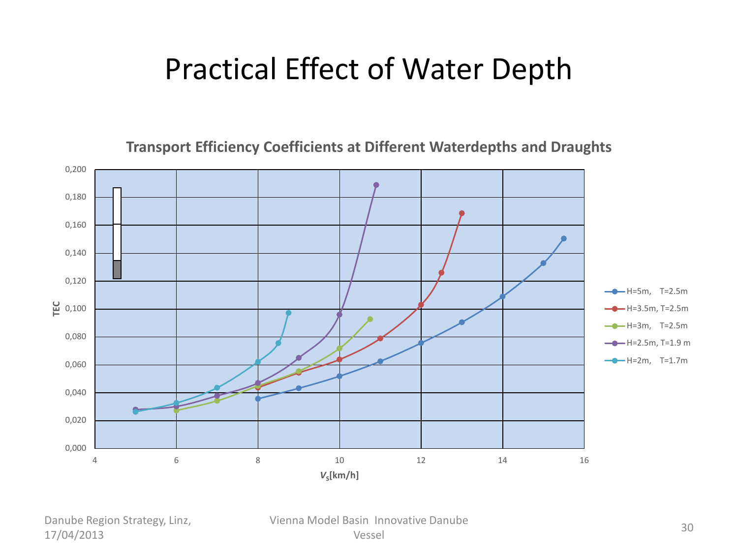# Practical Effect of Water Depth

**Transport Efficiency Coefficients at Different Waterdepths and Draughts**

TEC

$V_S$[km/h]

- H=5m, T=2.5m
- H=3.5m, T=2.5m
- H=3m, T=2.5m
- H=2.5m, T=1.9 m
- H=2m, T=1.7m

Danube Region Strategy, Linz, 17/04/2013

Vienna Model Basin Innovative Danube Vessel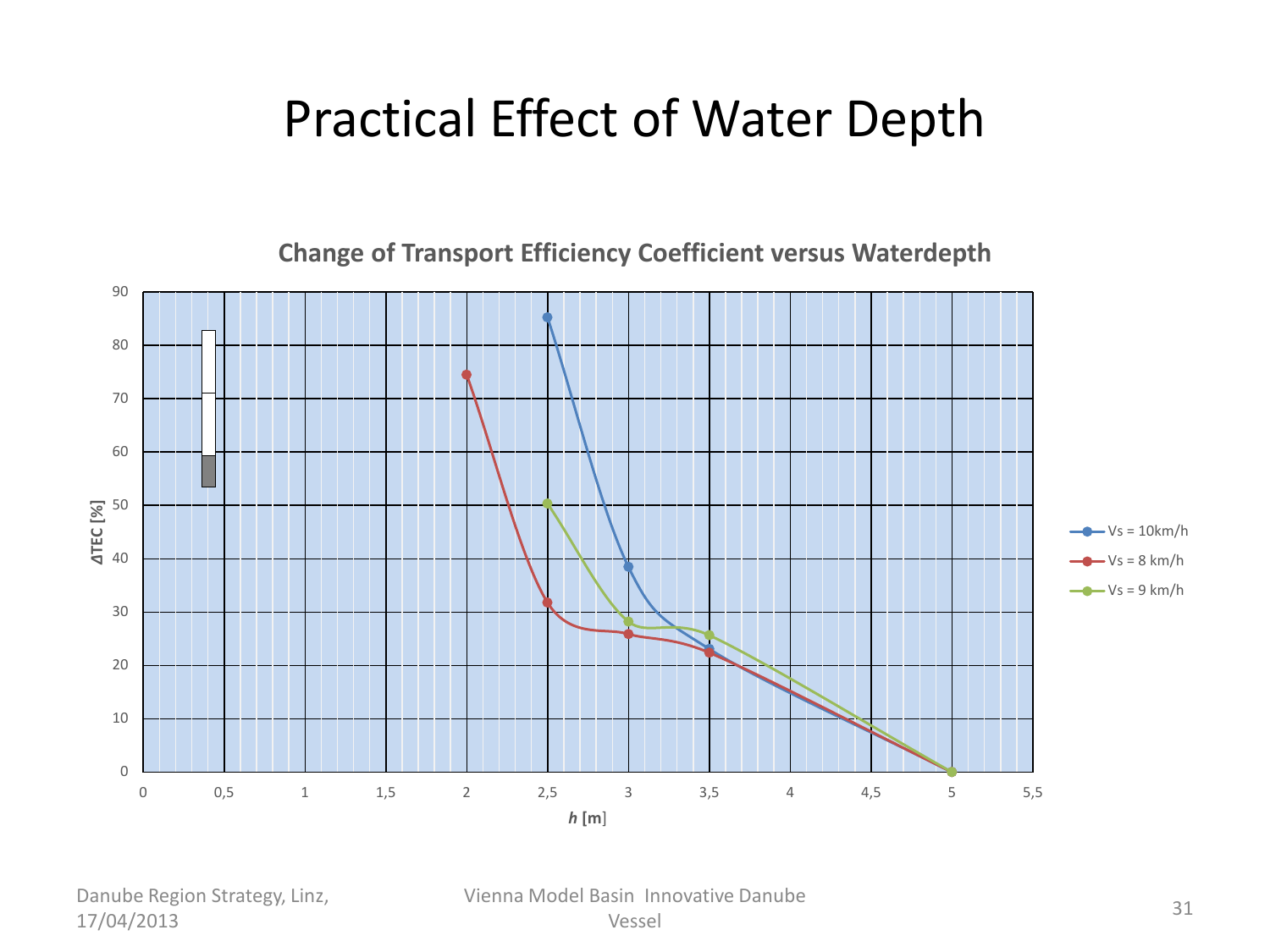# Practical Effect of Water Depth

**Change of Transport Efficiency Coefficient versus Waterdepth**

ΔTEC [%]

*h* [m]

- Vs = 10km/h
- Vs = 8 km/h
- Vs = 9 km/h

Danube Region Strategy, Linz, 17/04/2013

Vienna Model Basin Innovative Danube Vessel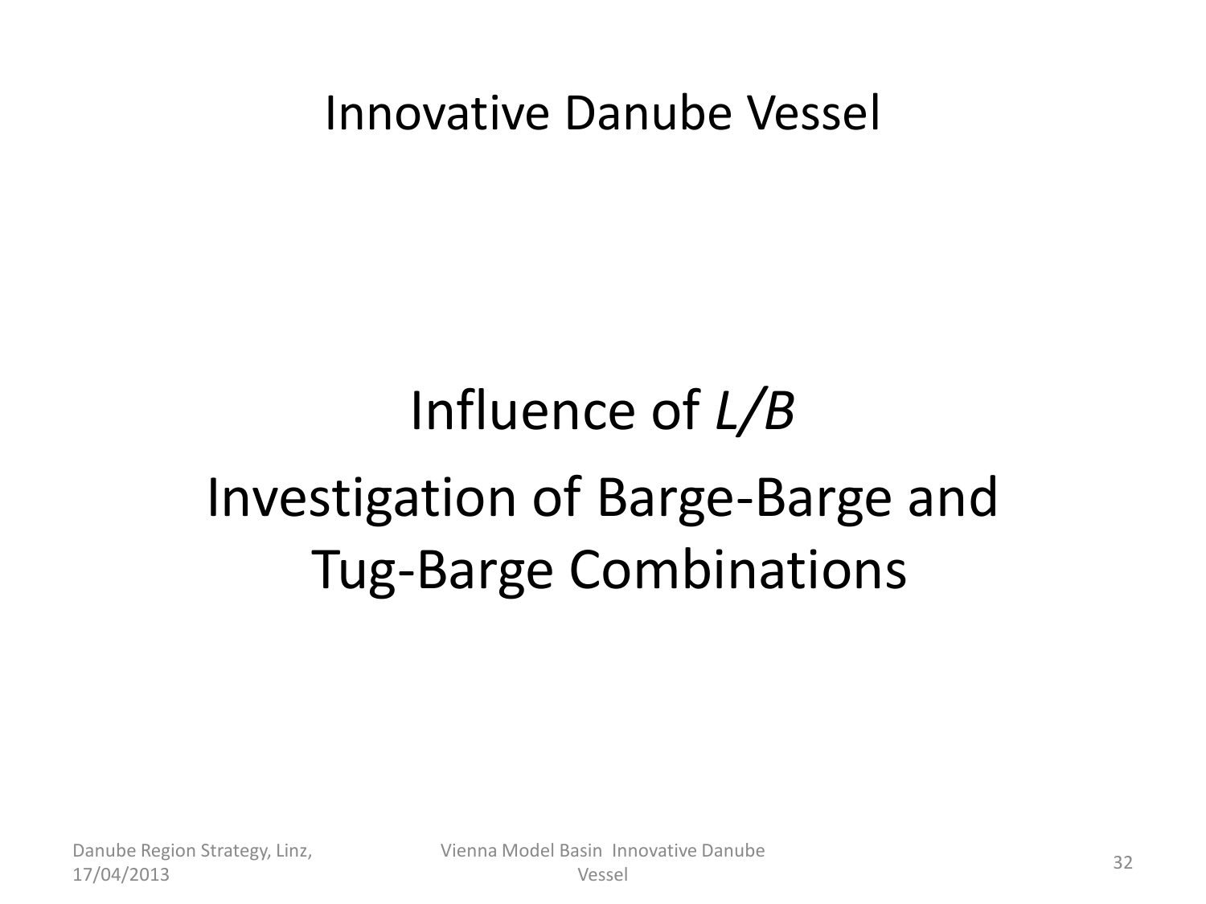# Innovative Danube Vessel

## Influence of *L/B*

## Investigation of Barge-Barge and Tug-Barge Combinations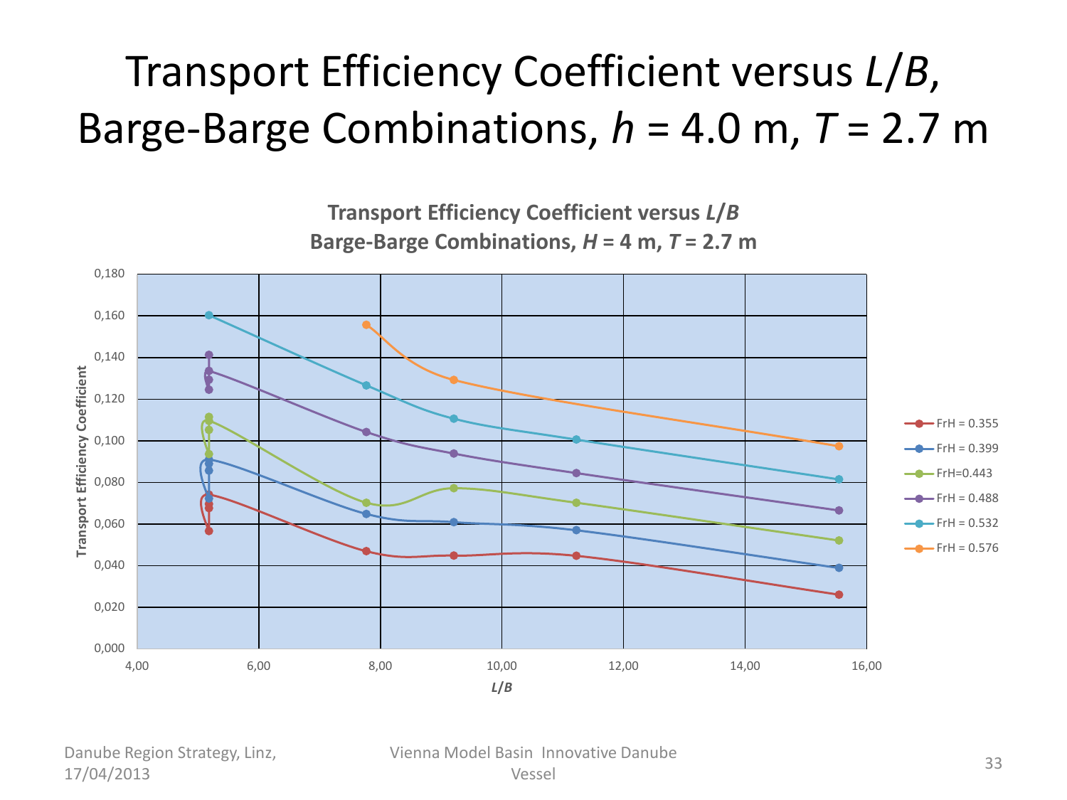# Transport Efficiency Coefficient versus $L/B$, Barge-Barge Combinations, $h$ = 4.0 m, $T$ = 2.7 m

**Transport Efficiency Coefficient versus $L/B$**
**Barge-Barge Combinations, $H$ = 4 m, $T$ = 2.7 m**

Transport Efficiency Coefficient

0,180
0,160
0,140
0,120
0,100
0,080
0,060
0,040
0,020
0,000

4,00 6,00 8,00 10,00 12,00 14,00 16,00

$L/B$

- FrH = 0.355
- FrH = 0.399
- FrH=0.443
- FrH = 0.488
- FrH = 0.532
- FrH = 0.576

Danube Region Strategy, Linz, 17/04/2013

Vienna Model Basin Innovative Danube Vessel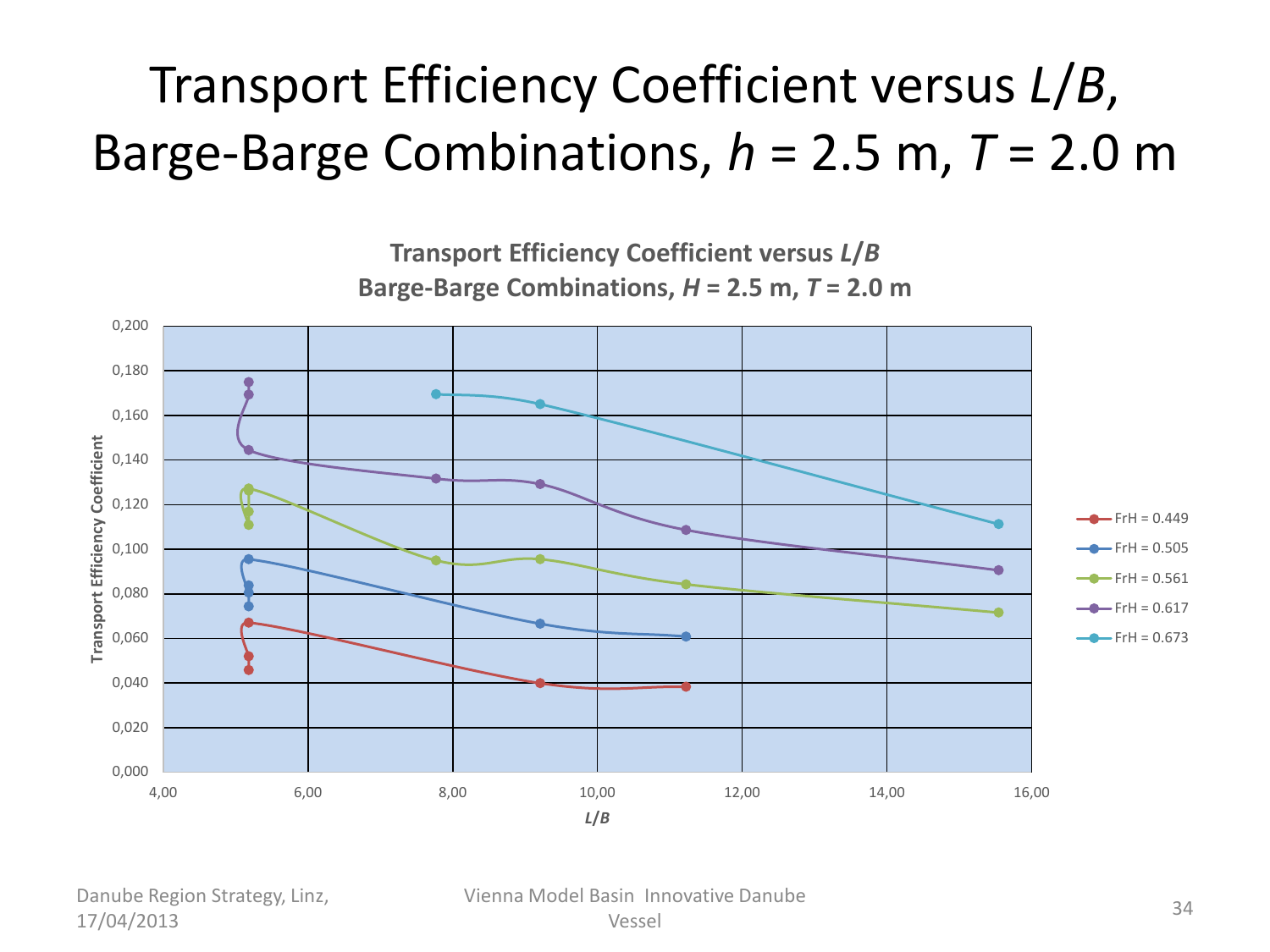# Transport Efficiency Coefficient versus *L*/*B*, Barge-Barge Combinations, *h* = 2.5 m, *T* = 2.0 m

**Transport Efficiency Coefficient versus *L*/*B***
**Barge-Barge Combinations, *H* = 2.5 m, *T* = 2.0 m**

Y-axis: Transport Efficiency Coefficient (0,000 – 0,200)

X-axis: *L*/*B* (4,00 – 16,00)

Legend:
- FrH = 0.449
- FrH = 0.505
- FrH = 0.561
- FrH = 0.617
- FrH = 0.673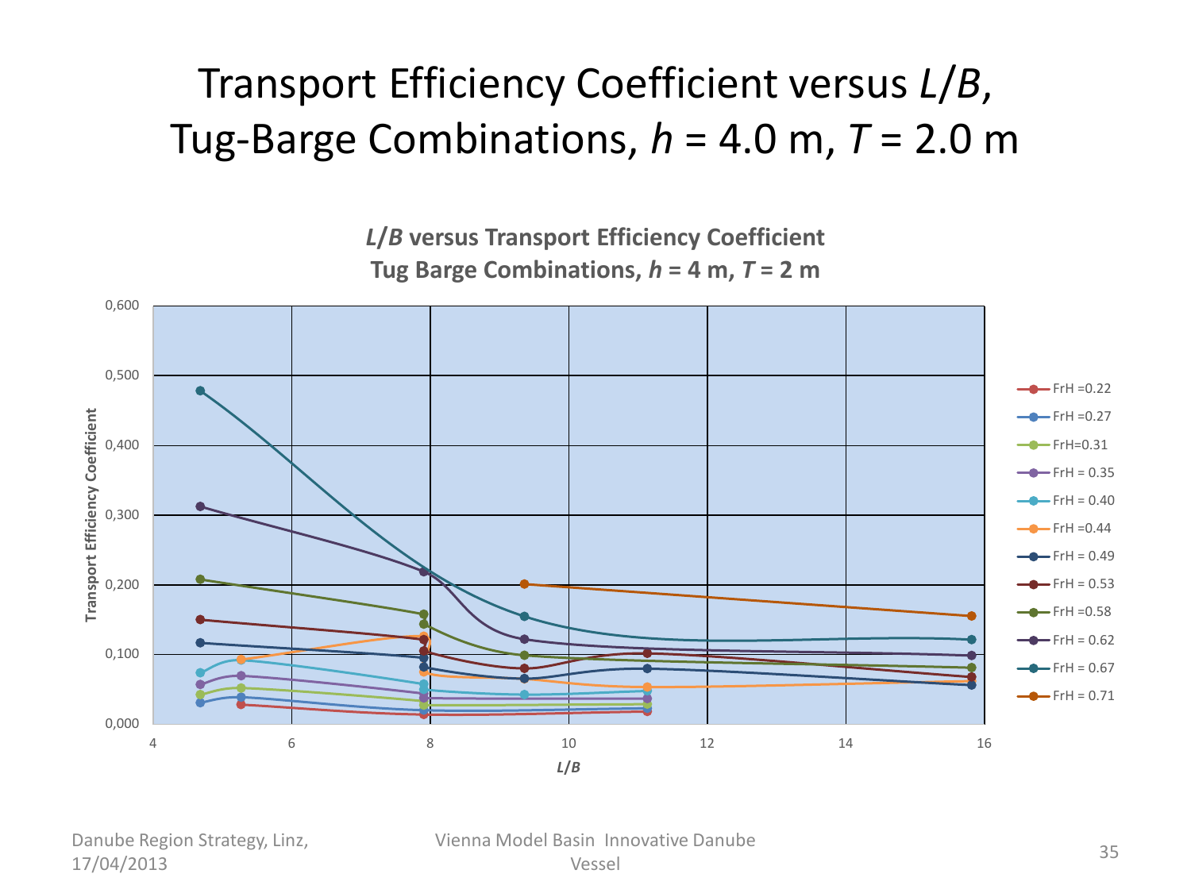# Transport Efficiency Coefficient versus *L*/*B*, Tug-Barge Combinations, *h* = 4.0 m, *T* = 2.0 m

**L/B versus Transport Efficiency Coefficient**
**Tug Barge Combinations, *h* = 4 m, *T* = 2 m**

Transport Efficiency Coefficient: 0,000 – 0,600

*L*/*B*: 4 – 16

Legend: FrH =0.22, FrH =0.27, FrH=0.31, FrH = 0.35, FrH = 0.40, FrH =0.44, FrH = 0.49, FrH = 0.53, FrH =0.58, FrH = 0.62, FrH = 0.67, FrH = 0.71

Danube Region Strategy, Linz, 17/04/2013

Vienna Model Basin Innovative Danube Vessel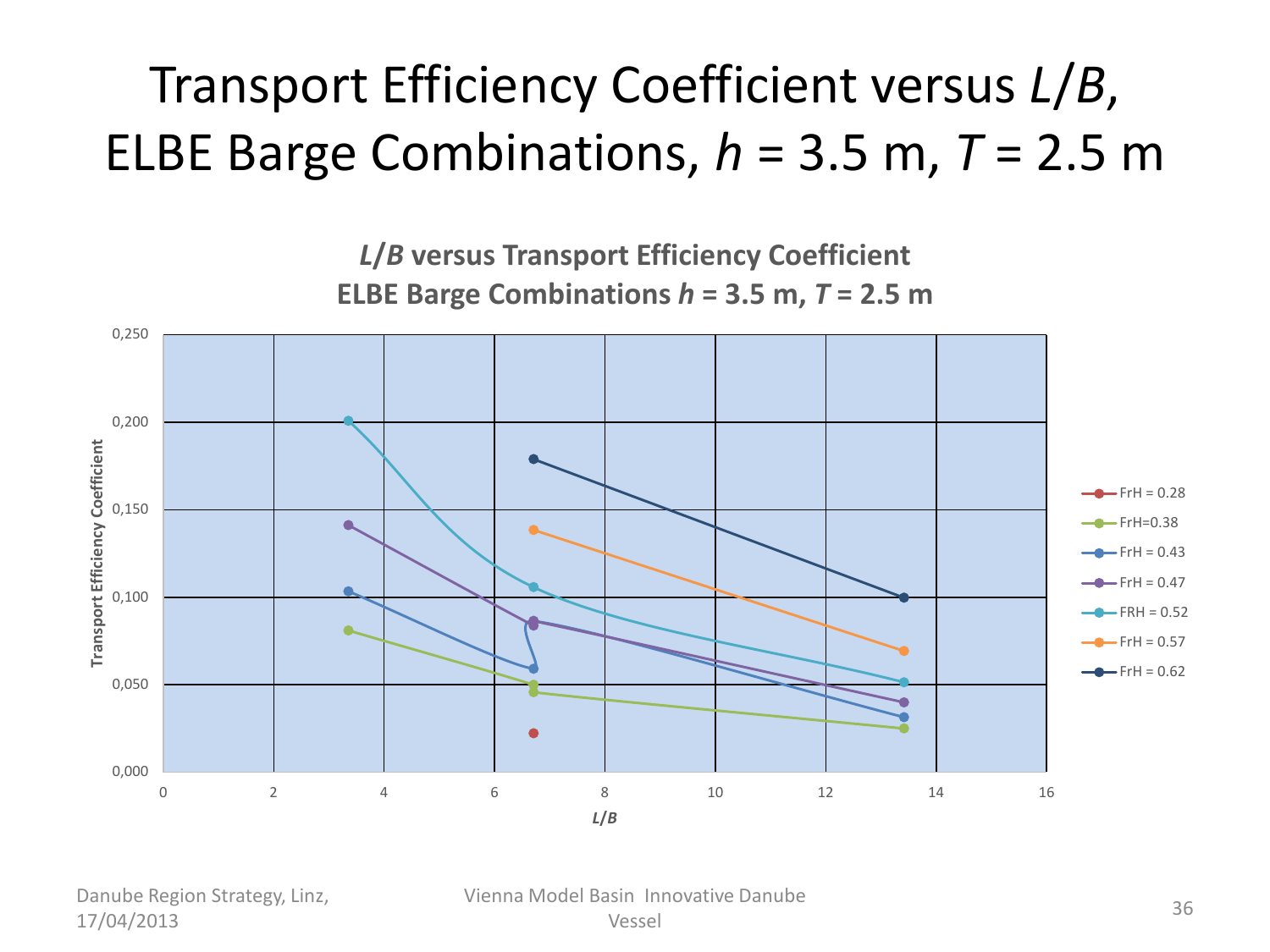# Transport Efficiency Coefficient versus $L/B$, ELBE Barge Combinations, $h$ = 3.5 m, $T$ = 2.5 m

**$L/B$ versus Transport Efficiency Coefficient**
**ELBE Barge Combinations $h$ = 3.5 m, $T$ = 2.5 m**

Transport Efficiency Coefficient

$L/B$

- FrH = 0.28
- FrH=0.38
- FrH = 0.43
- FrH = 0.47
- FRH = 0.52
- FrH = 0.57
- FrH = 0.62

Danube Region Strategy, Linz, 17/04/2013

Vienna Model Basin Innovative Danube Vessel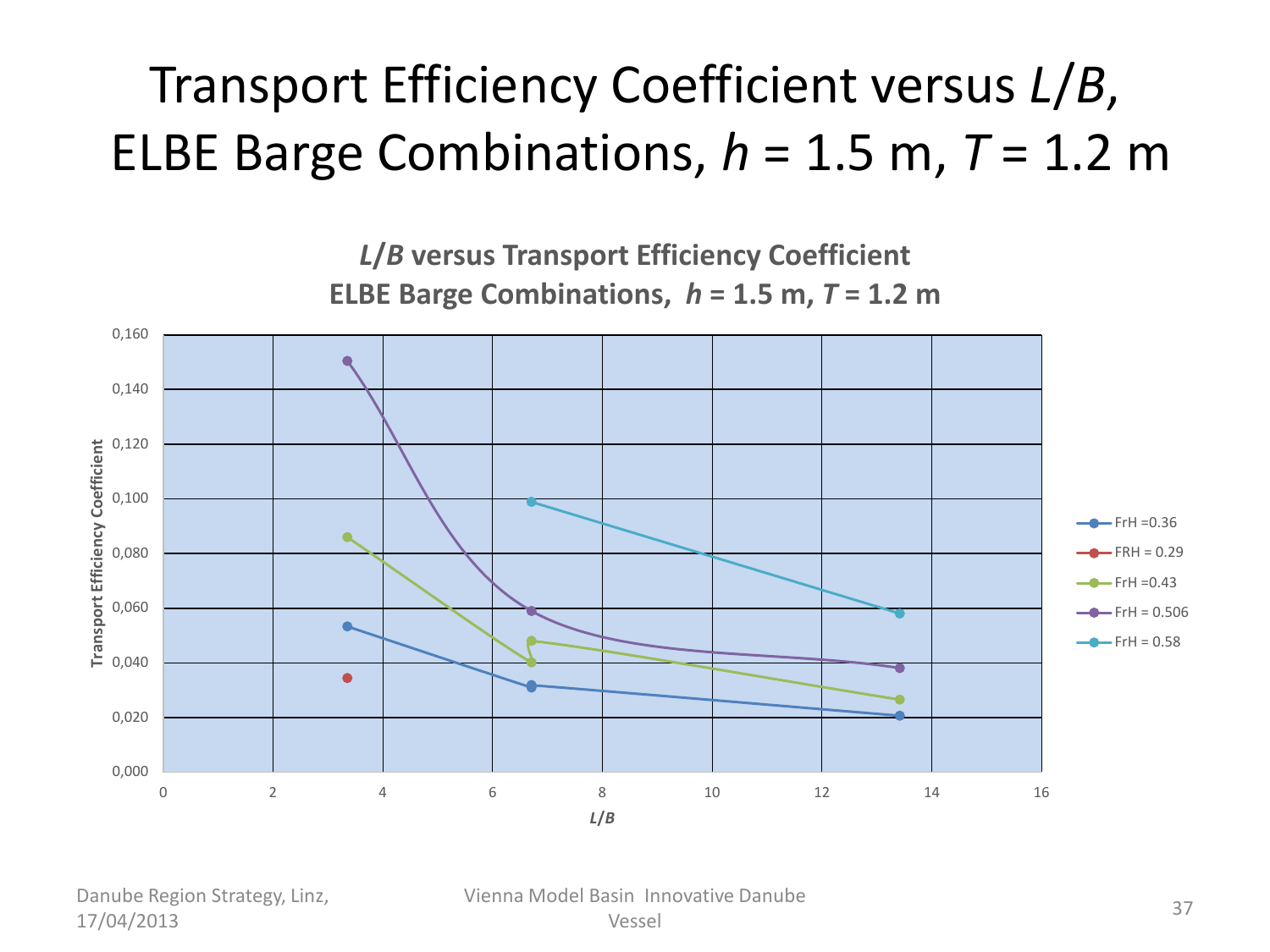# Transport Efficiency Coefficient versus $L/B$, ELBE Barge Combinations, $h$ = 1.5 m, $T$ = 1.2 m

**$L/B$ versus Transport Efficiency Coefficient**
**ELBE Barge Combinations, $h$ = 1.5 m, $T$ = 1.2 m**

Y-axis: Transport Efficiency Coefficient (0,000 – 0,160)

X-axis: $L/B$ (0 – 16)

Legend:
- FrH =0.36
- FRH = 0.29
- FrH =0.43
- FrH = 0.506
- FrH = 0.58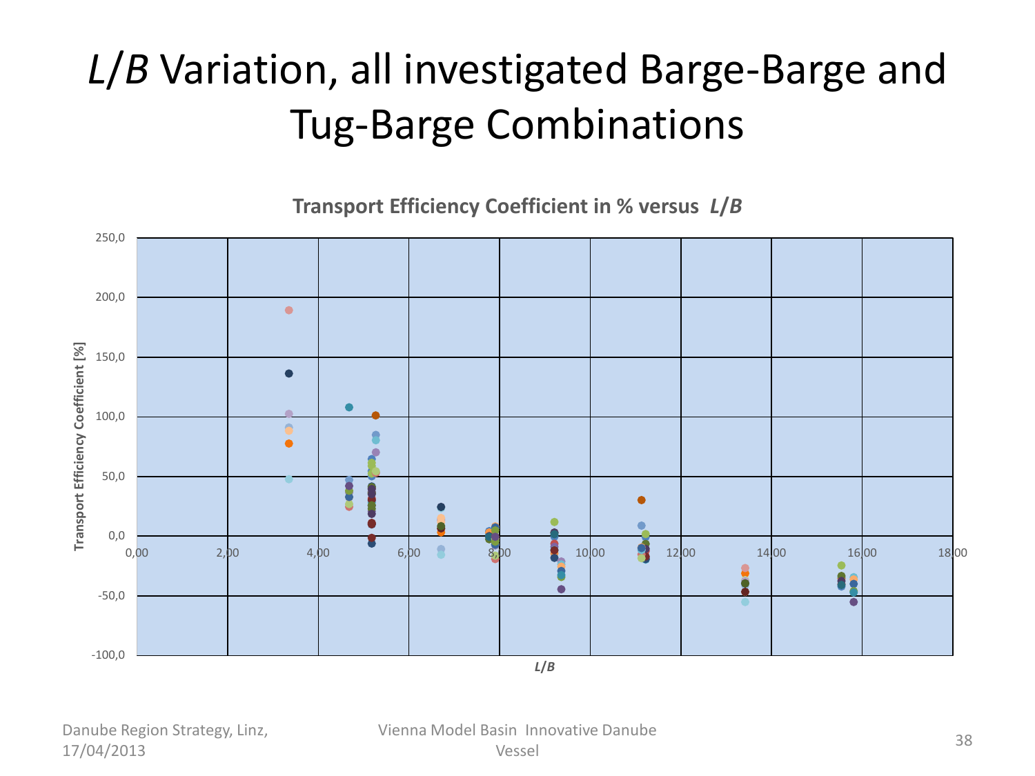# $L/B$ Variation, all investigated Barge-Barge and Tug-Barge Combinations

**Transport Efficiency Coefficient in % versus $L/B$**

Transport Efficiency Coefficient [%]

250,0
200,0
150,0
100,0
50,0
0,0
-50,0
-100,0

0,00 2,00 4,00 6,00 8,00 10,00 12,00 14,00 16,00 18,00

$L/B$

Danube Region Strategy, Linz, 17/04/2013

Vienna Model Basin Innovative Danube Vessel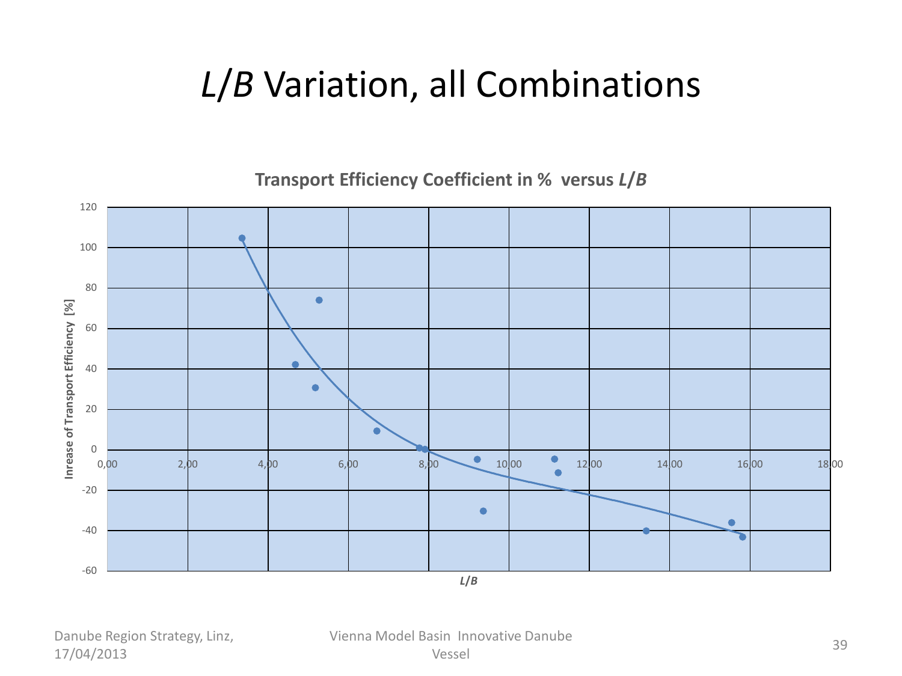# *L/B* Variation, all Combinations

**Transport Efficiency Coefficient in % versus *L/B***

Inrease of Transport Efficiency [%]

*L/B*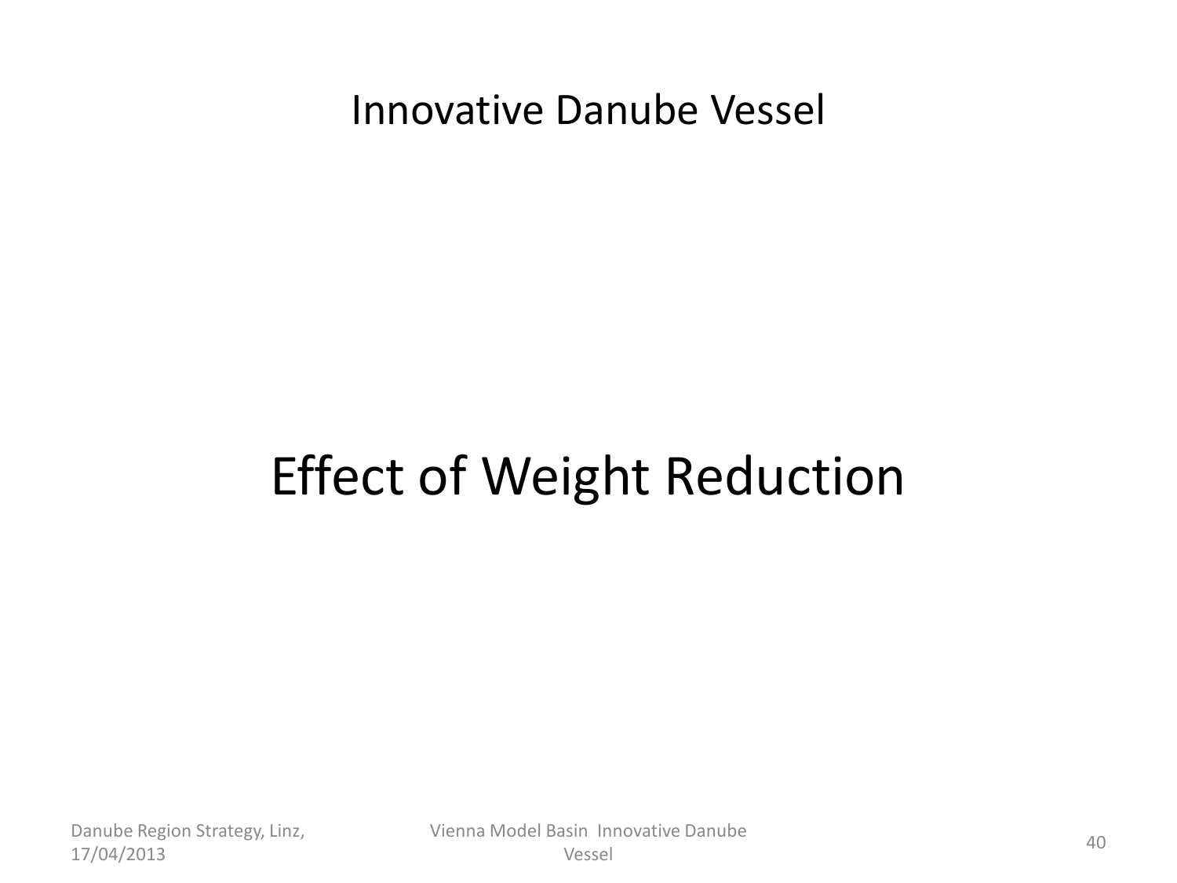Innovative Danube Vessel

# Effect of Weight Reduction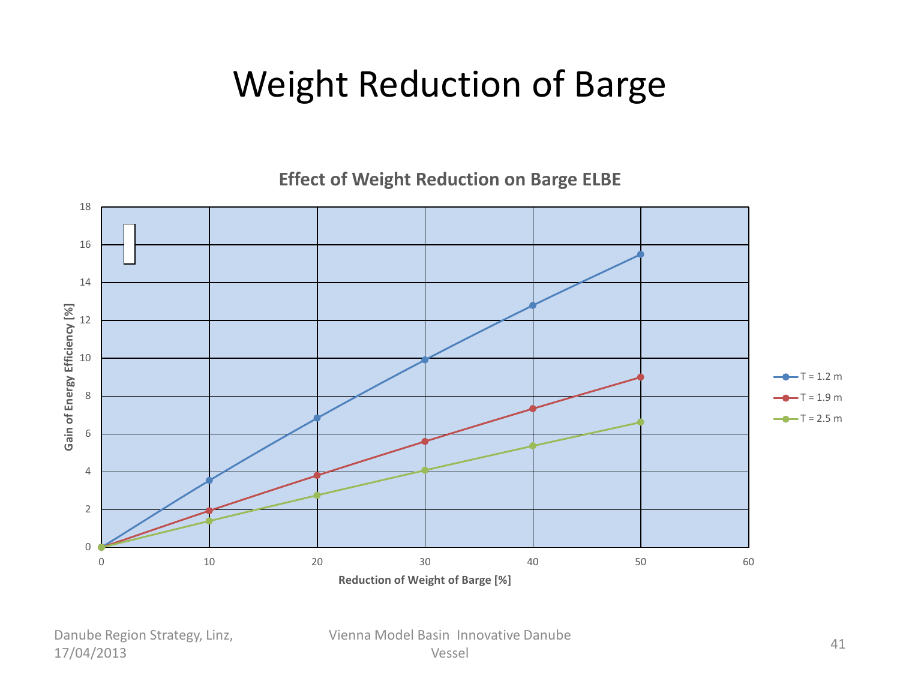# Weight Reduction of Barge

**Effect of Weight Reduction on Barge ELBE**

| Reduction of Weight of Barge [%] | T = 1.2 m | T = 1.9 m | T = 2.5 m |
|---|---|---|---|
| 0 | 0 | 0 | 0 |
| 10 | 3.5 | 1.9 | 1.4 |
| 20 | 6.8 | 3.8 | 2.7 |
| 30 | 9.9 | 5.6 | 4.1 |
| 40 | 12.8 | 7.3 | 5.4 |
| 50 | 15.5 | 9.0 | 6.6 |

Y-axis: Gain of Energy Efficiency [%]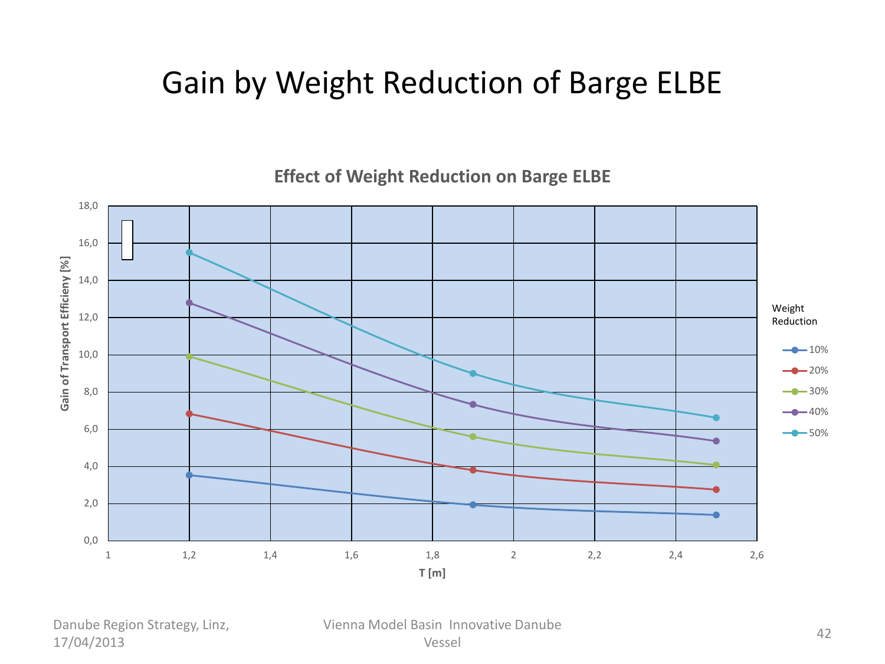# Gain by Weight Reduction of Barge ELBE

**Effect of Weight Reduction on Barge ELBE**

Gain of Transport Efficieny [%]

T [m]

Weight Reduction

- 10%
- 20%
- 30%
- 40%
- 50%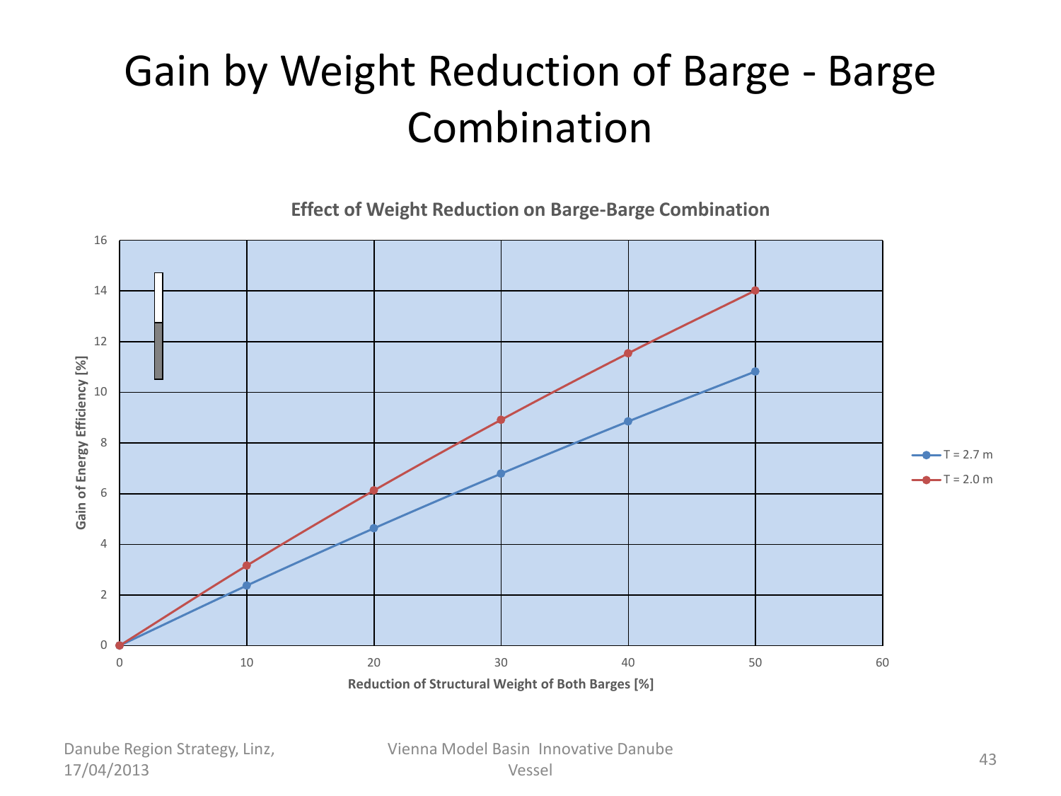# Gain by Weight Reduction of Barge - Barge Combination

**Effect of Weight Reduction on Barge-Barge Combination**

Gain of Energy Efficiency [%]

Reduction of Structural Weight of Both Barges [%]

- T = 2.7 m
- T = 2.0 m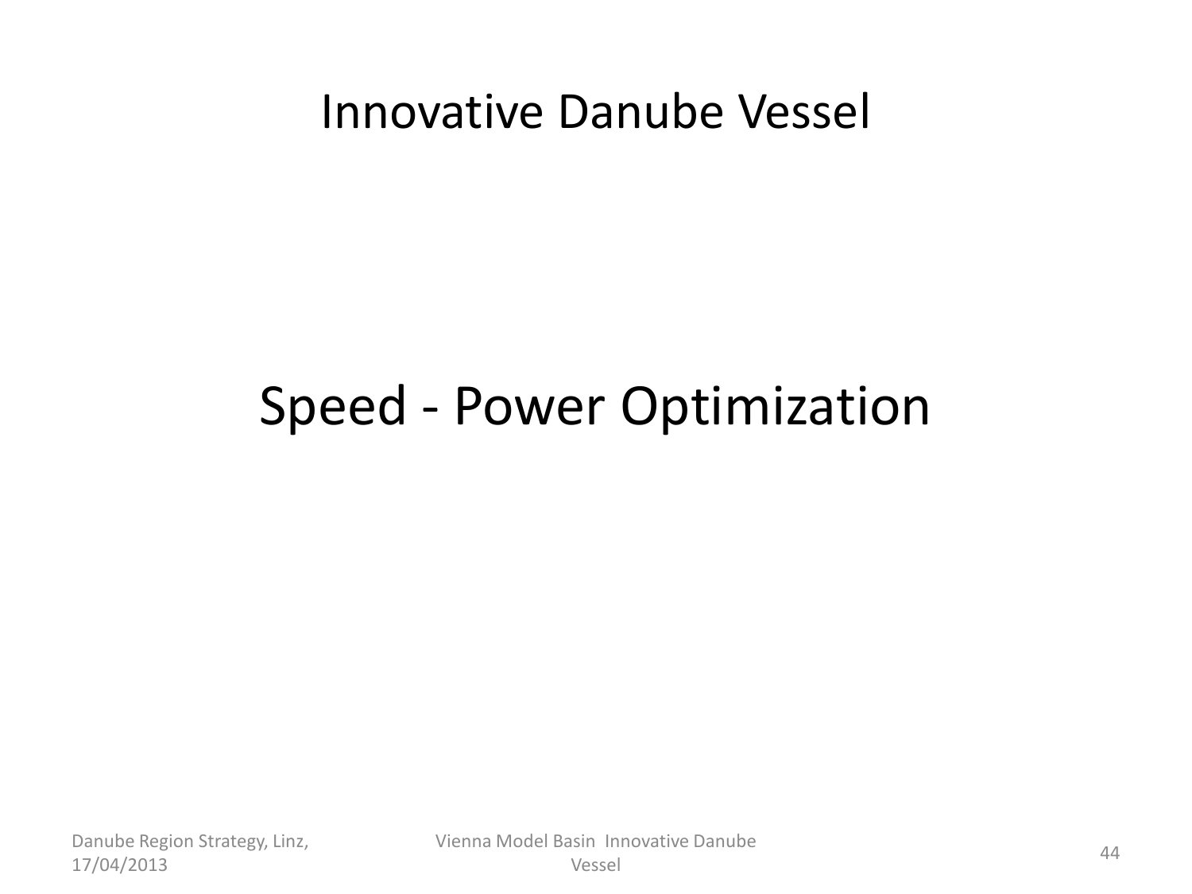# Innovative Danube Vessel

## Speed - Power Optimization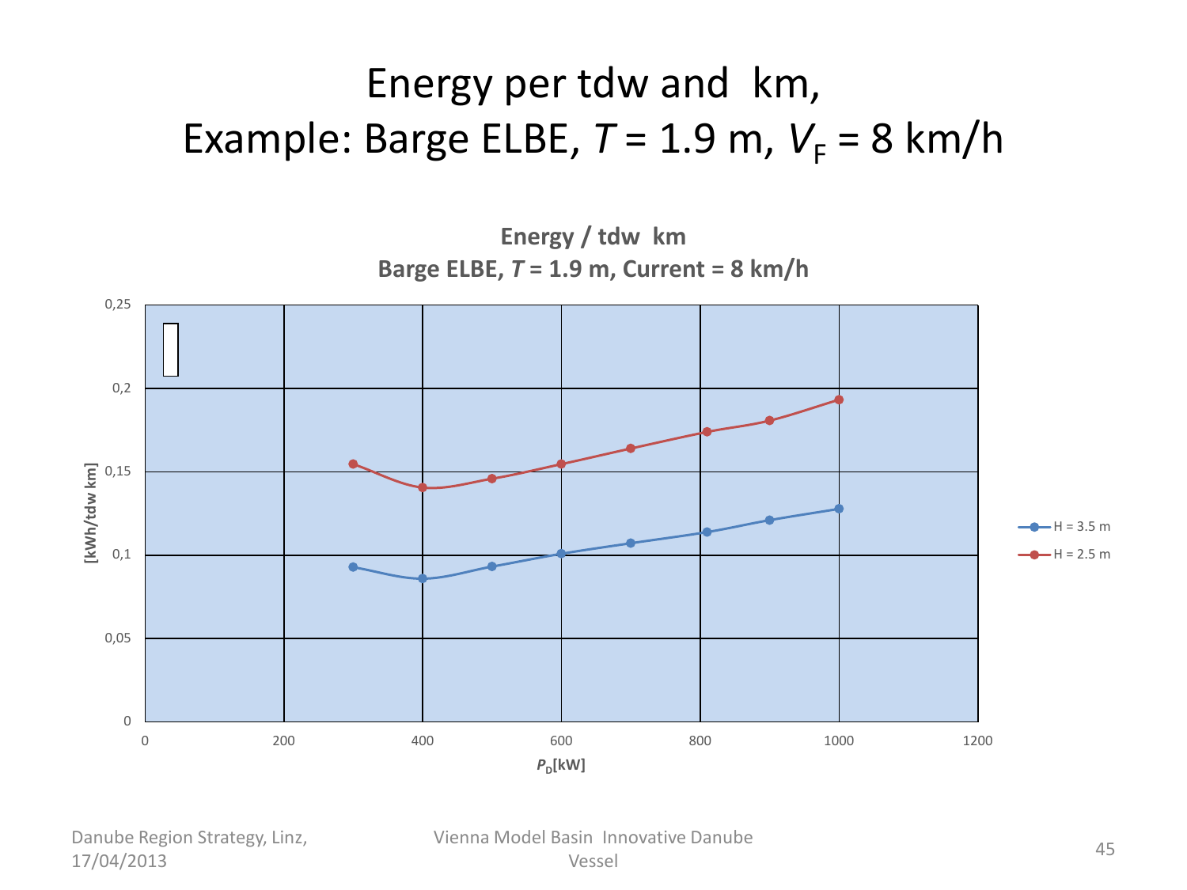# Energy per tdw and km, Example: Barge ELBE, $T$ = 1.9 m, $V_F$ = 8 km/h

**Energy / tdw km**
**Barge ELBE, $T$ = 1.9 m, Current = 8 km/h**

| $P_D$ [kW] | H = 3.5 m [kWh/tdw km] | H = 2.5 m [kWh/tdw km] |
|---|---|---|
| 300 | 0,093 | 0,155 |
| 400 | 0,086 | 0,141 |
| 500 | 0,093 | 0,146 |
| 600 | 0,101 | 0,155 |
| 700 | 0,107 | 0,164 |
| 810 | 0,114 | 0,174 |
| 900 | 0,121 | 0,181 |
| 1000 | 0,128 | 0,193 |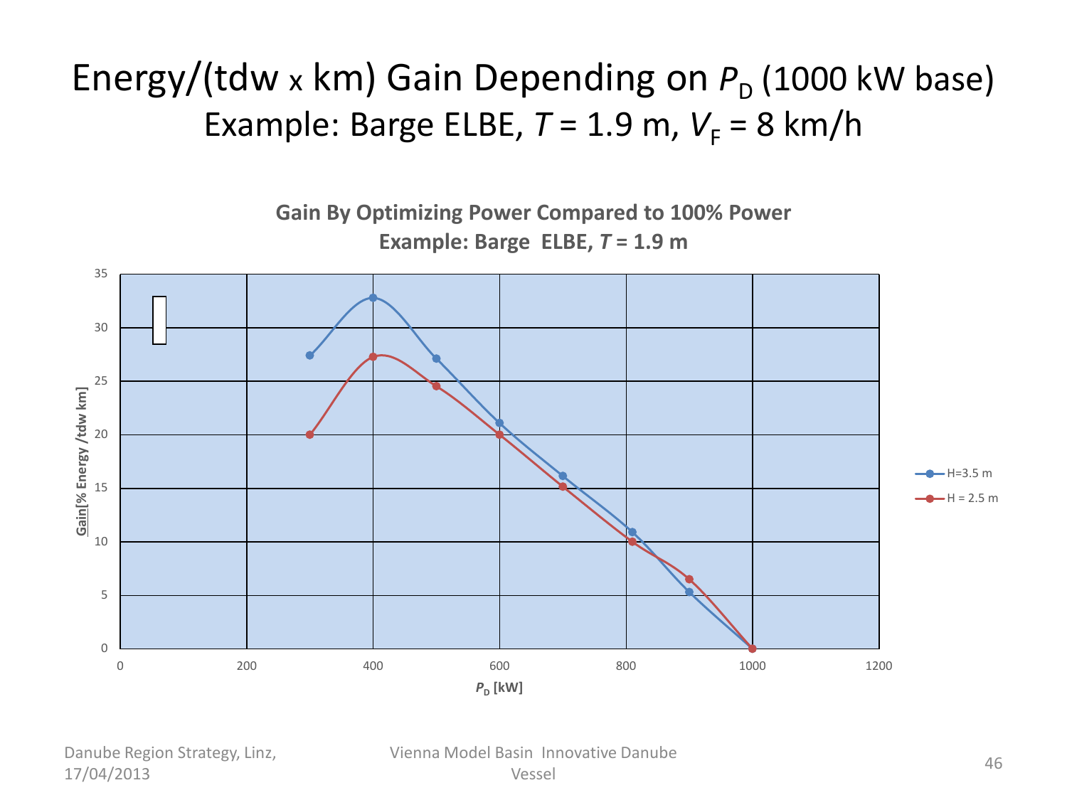# Energy/(tdw x km) Gain Depending on $P_D$ (1000 kW base)

## Example: Barge ELBE, $T$ = 1.9 m, $V_F$ = 8 km/h

**Gain By Optimizing Power Compared to 100% Power**
**Example: Barge ELBE, $T$ = 1.9 m**

| $P_D$ [kW] | Gain [% Energy /tdw km], H=3.5 m | Gain [% Energy /tdw km], H = 2.5 m |
|---|---|---|
| 300 | 27.4 | 20 |
| 400 | 32.8 | 27.3 |
| 500 | 27.1 | 24.5 |
| 600 | 21.1 | 20 |
| 700 | 16.2 | 15.2 |
| 810 | 10.9 | 10 |
| 900 | 5.3 | 6.5 |
| 1000 | 0 | 0 |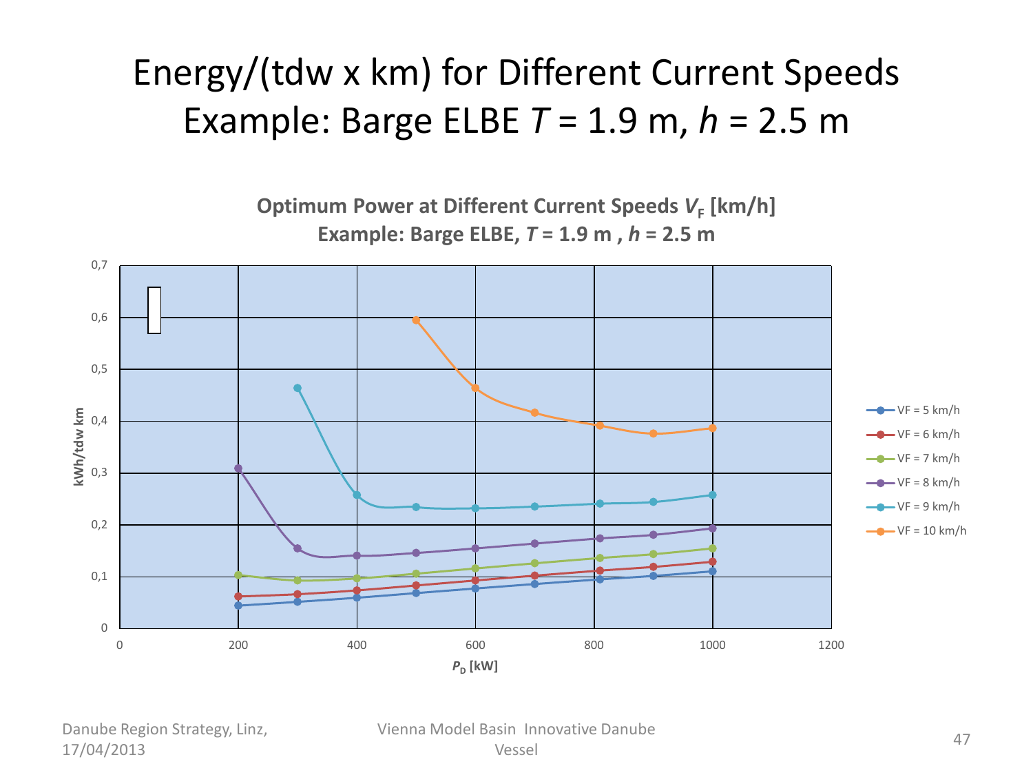# Energy/(tdw x km) for Different Current Speeds Example: Barge ELBE $T$ = 1.9 m, $h$ = 2.5 m

**Optimum Power at Different Current Speeds $V_F$ [km/h]**
**Example: Barge ELBE, $T$ = 1.9 m , $h$ = 2.5 m**

Y-axis: kWh/tdw km (0 – 0,7)

X-axis: $P_D$ [kW] (0 – 1200)

Legend:
- VF = 5 km/h
- VF = 6 km/h
- VF = 7 km/h
- VF = 8 km/h
- VF = 9 km/h
- VF = 10 km/h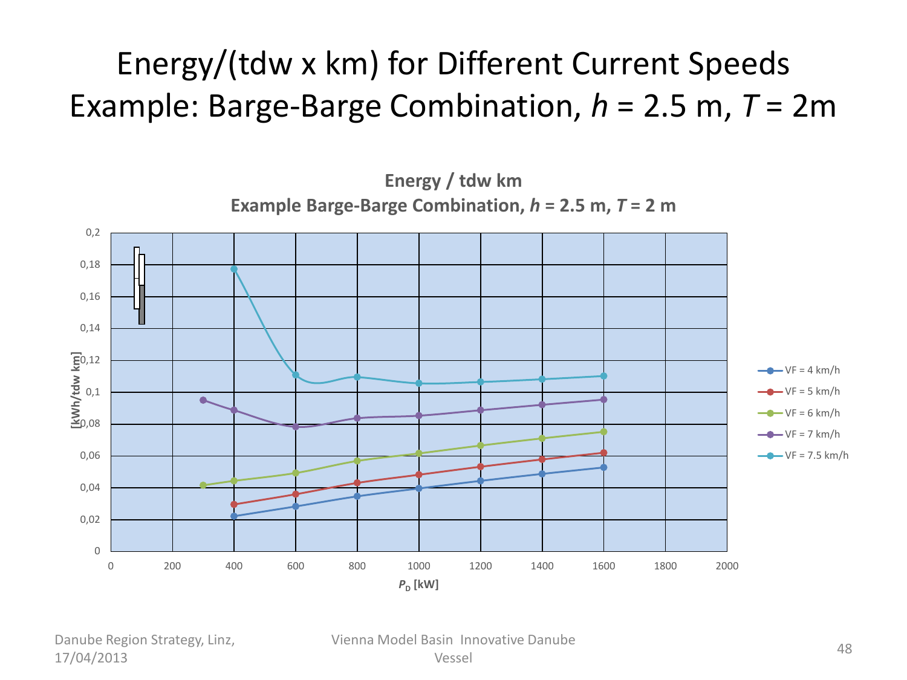# Energy/(tdw x km) for Different Current Speeds Example: Barge-Barge Combination, *h* = 2.5 m, *T* = 2m

**Energy / tdw km**
**Example Barge-Barge Combination, *h* = 2.5 m, *T* = 2 m**

Y-axis: [kWh/tdw km] (0 to 0,2)
X-axis: $P_D$ [kW] (0 to 2000)

Legend:
- VF = 4 km/h
- VF = 5 km/h
- VF = 6 km/h
- VF = 7 km/h
- VF = 7.5 km/h

Danube Region Strategy, Linz, 17/04/2013

Vienna Model Basin Innovative Danube Vessel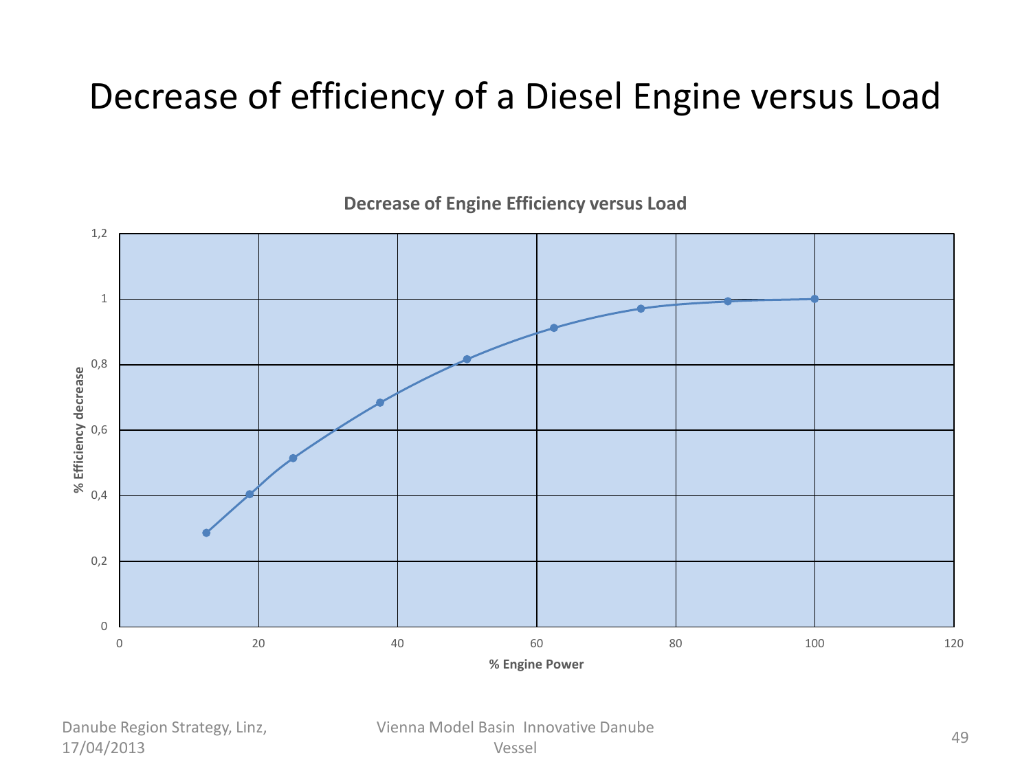# Decrease of efficiency of a Diesel Engine versus Load

**Decrease of Engine Efficiency versus Load**

% Efficiency decrease

1,2
1
0,8
0,6
0,4
0,2
0

0 20 40 60 80 100 120

**% Engine Power**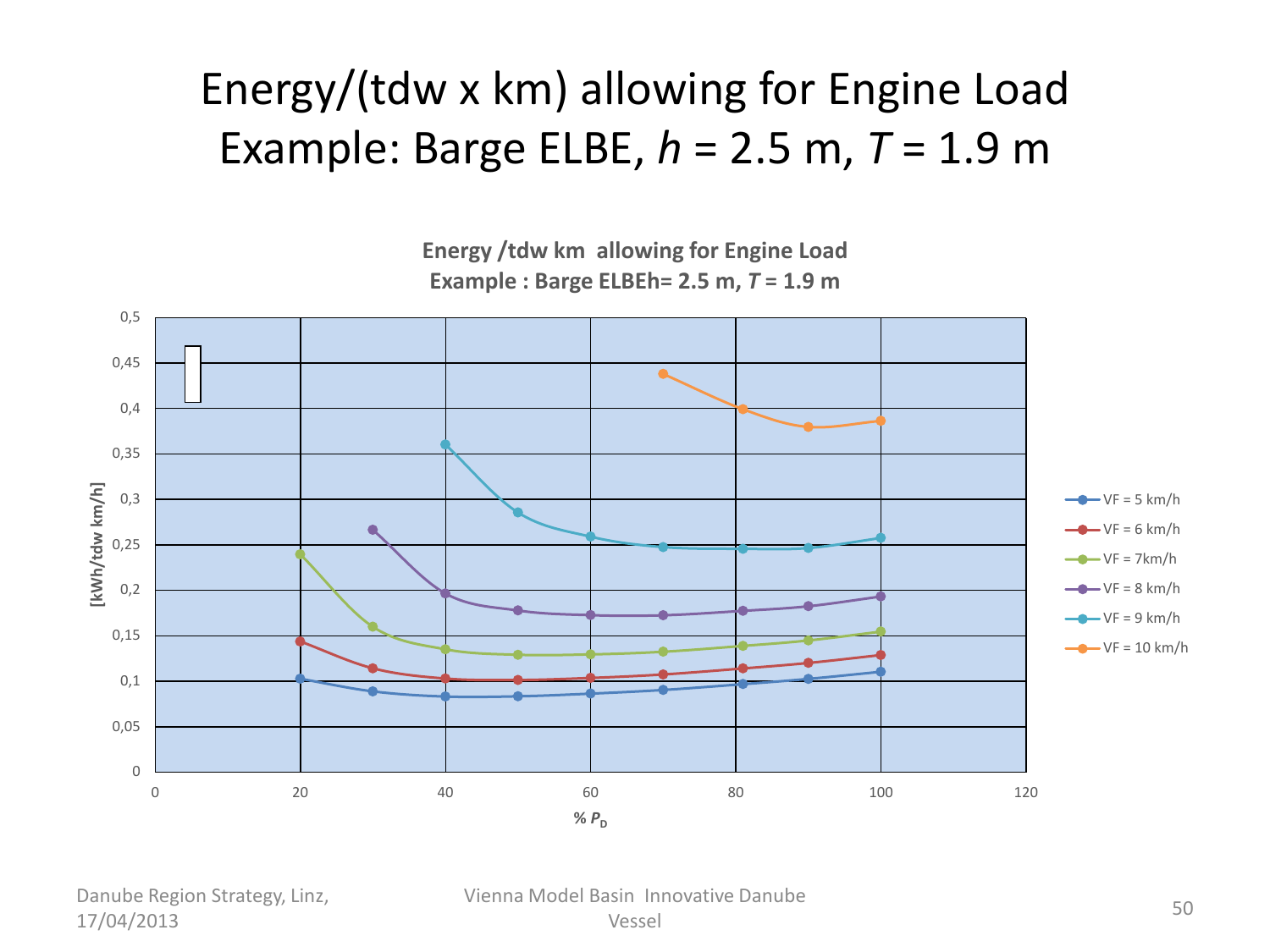# Energy/(tdw x km) allowing for Engine Load Example: Barge ELBE, $h$ = 2.5 m, $T$ = 1.9 m

**Energy /tdw km allowing for Engine Load**
**Example : Barge ELBEh= 2.5 m, $T$ = 1.9 m**

[kWh/tdw km/h]

% $P_D$

- VF = 5 km/h
- VF = 6 km/h
- VF = 7km/h
- VF = 8 km/h
- VF = 9 km/h
- VF = 10 km/h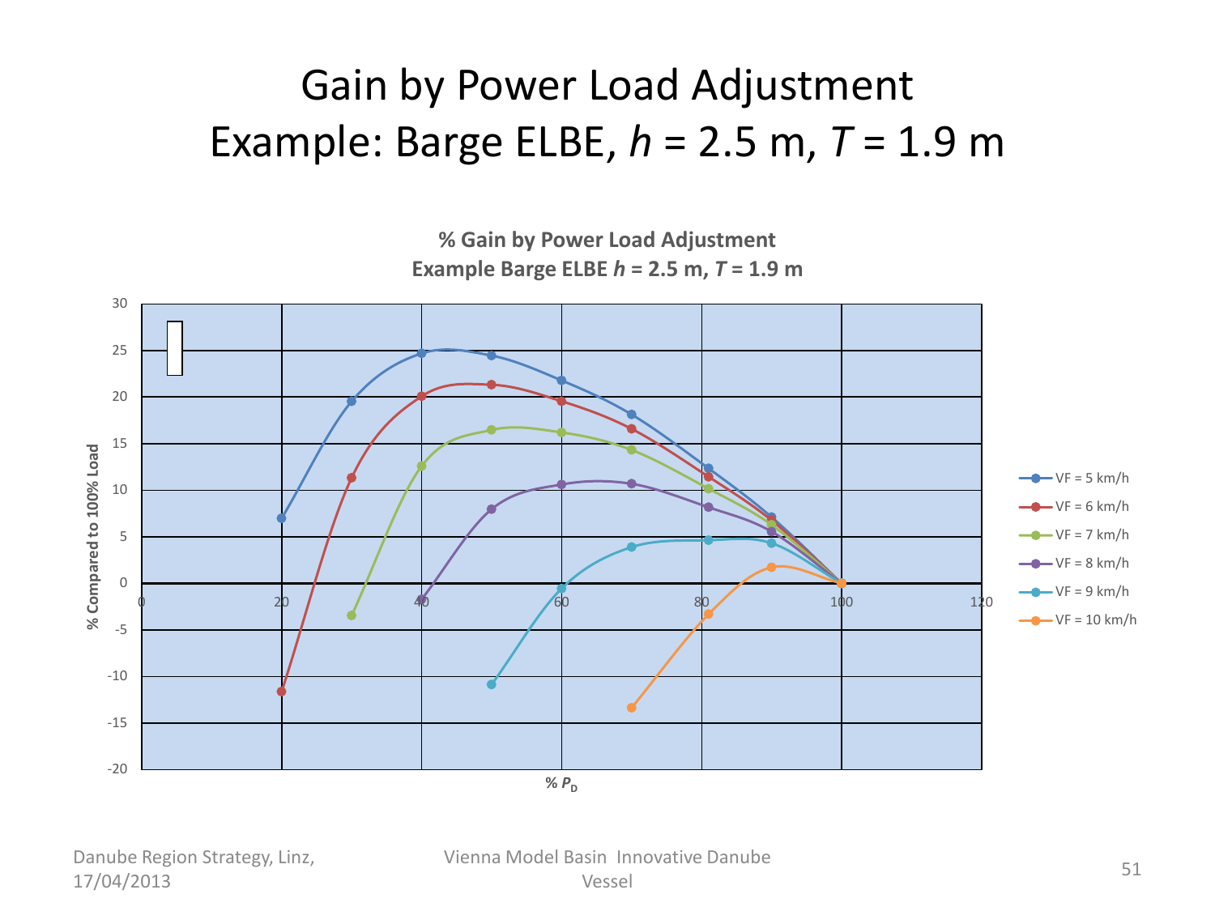# Gain by Power Load Adjustment
# Example: Barge ELBE, *h* = 2.5 m, *T* = 1.9 m

**% Gain by Power Load Adjustment**
**Example Barge ELBE *h* = 2.5 m, *T* = 1.9 m**

Y-axis: % Compared to 100% Load (-20 to 30)

X-axis: % $P_D$ (0 to 120)

Legend:
- VF = 5 km/h
- VF = 6 km/h
- VF = 7 km/h
- VF = 8 km/h
- VF = 9 km/h
- VF = 10 km/h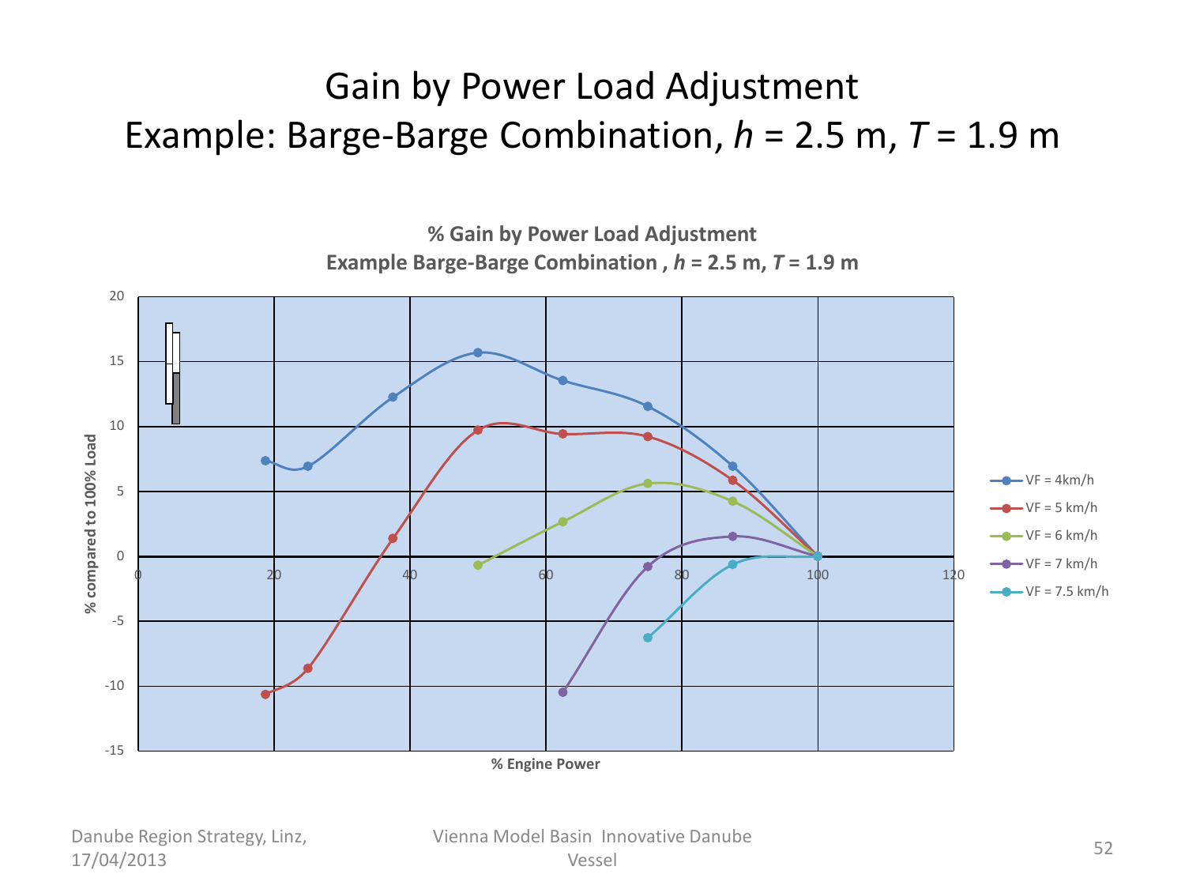# Gain by Power Load Adjustment
## Example: Barge-Barge Combination, *h* = 2.5 m, *T* = 1.9 m

**% Gain by Power Load Adjustment**
**Example Barge-Barge Combination , *h* = 2.5 m, *T* = 1.9 m**

% compared to 100% Load

% Engine Power

- VF = 4km/h
- VF = 5 km/h
- VF = 6 km/h
- VF = 7 km/h
- VF = 7.5 km/h

Danube Region Strategy, Linz, 17/04/2013

Vienna Model Basin Innovative Danube Vessel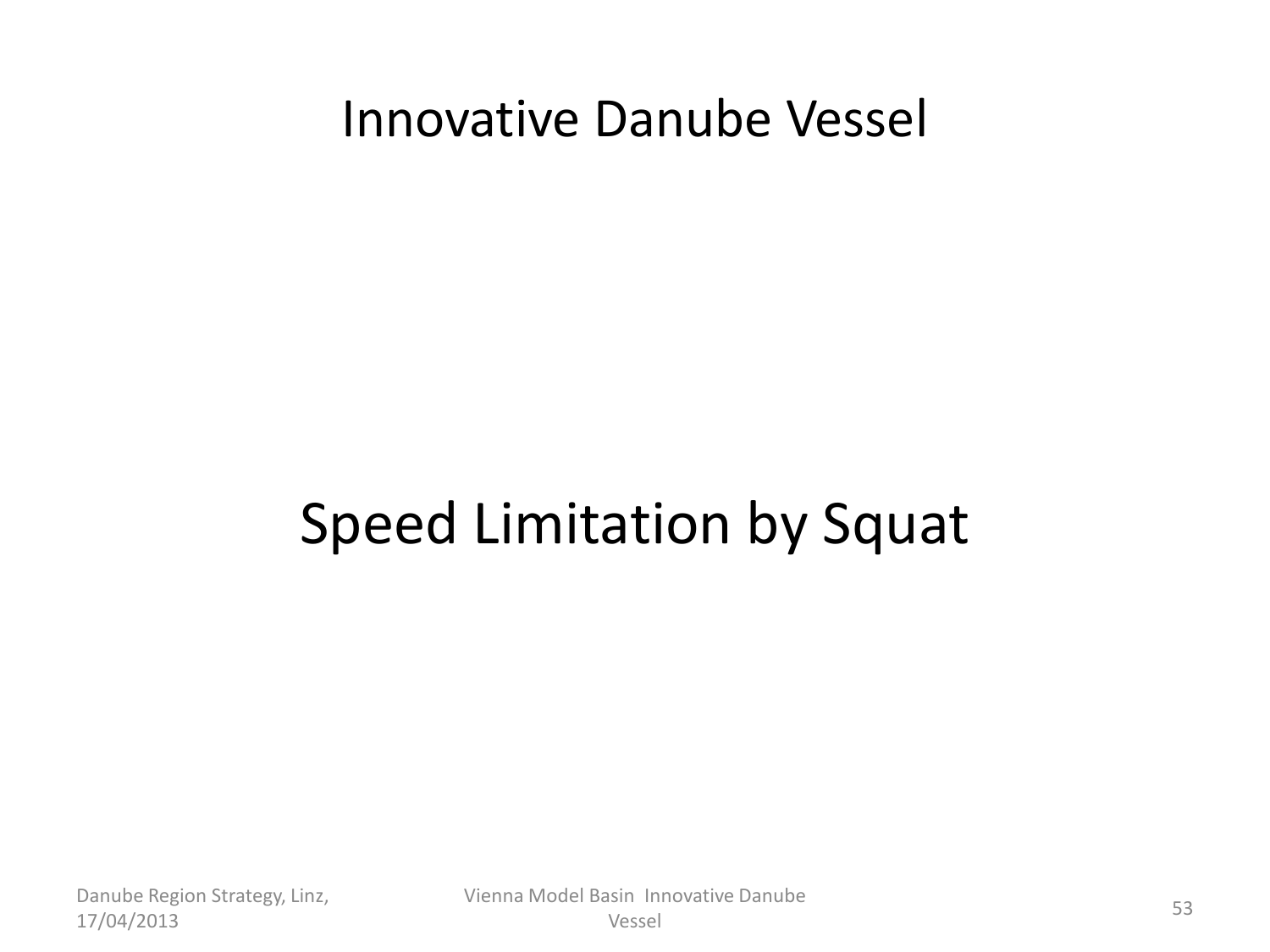# Innovative Danube Vessel

## Speed Limitation by Squat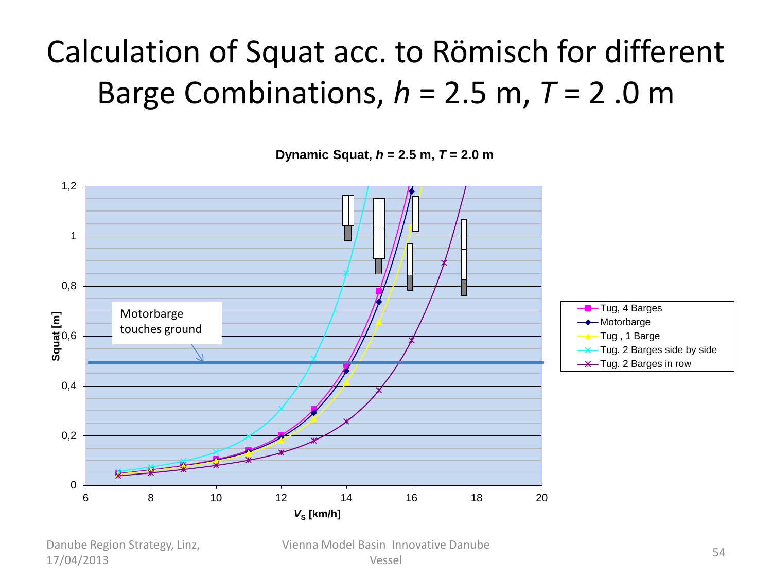# Calculation of Squat acc. to Römisch for different Barge Combinations, $h$ = 2.5 m, $T$ = 2 .0 m

**Dynamic Squat, $h$ = 2.5 m, $T$ = 2.0 m**

Motorbarge touches ground

- Tug, 4 Barges
- Motorbarge
- Tug , 1 Barge
- Tug. 2 Barges side by side
- Tug. 2 Barges in row

Squat [m]

$V_S$ [km/h]

Danube Region Strategy, Linz, 17/04/2013

Vienna Model Basin Innovative Danube Vessel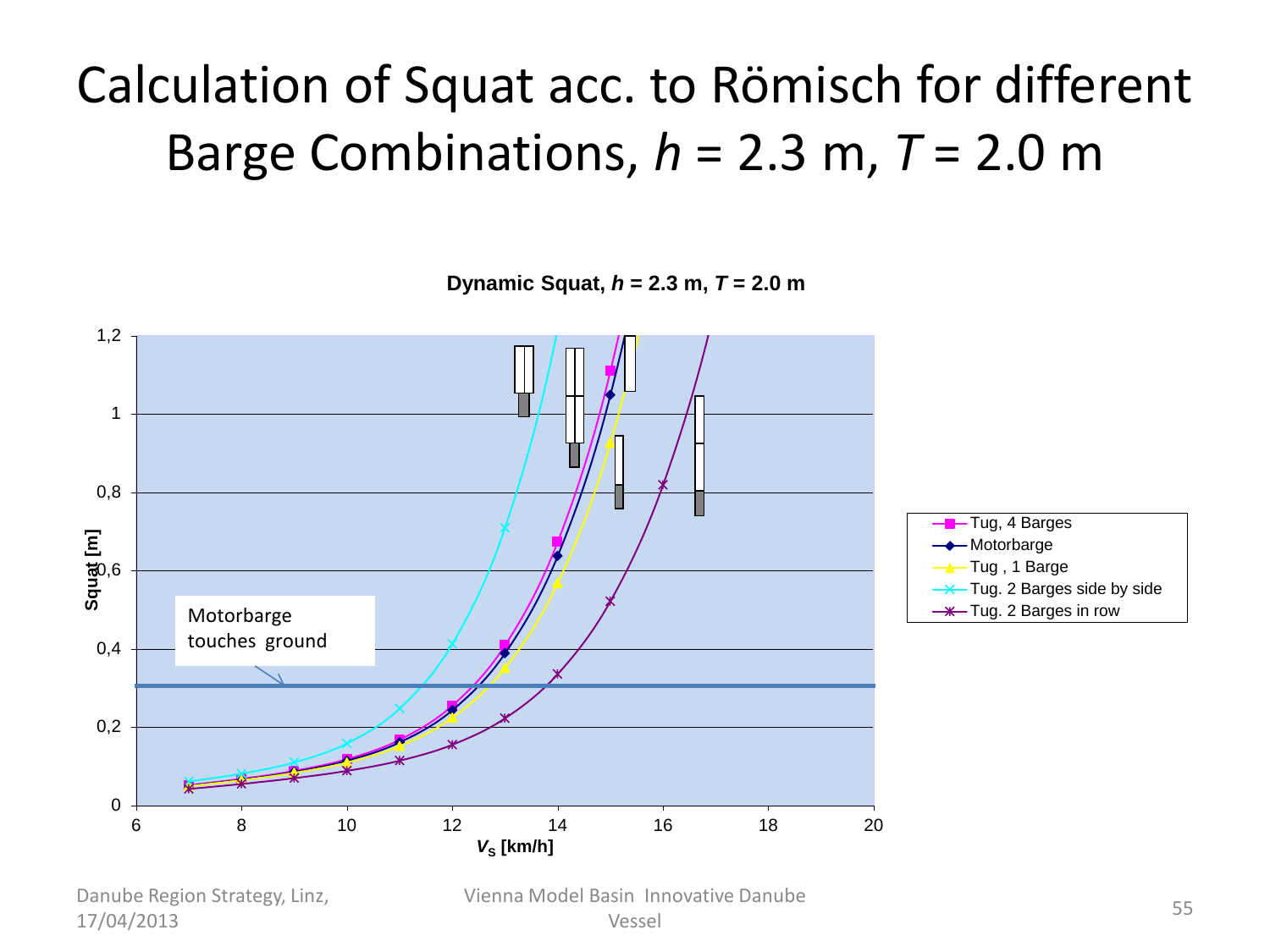# Calculation of Squat acc. to Römisch for different Barge Combinations, $h$ = 2.3 m, $T$ = 2.0 m

**Dynamic Squat, $h$ = 2.3 m, $T$ = 2.0 m**

Squat [m]

$V_S$ [km/h]

Motorbarge touches ground

- Tug, 4 Barges
- Motorbarge
- Tug , 1 Barge
- Tug. 2 Barges side by side
- Tug. 2 Barges in row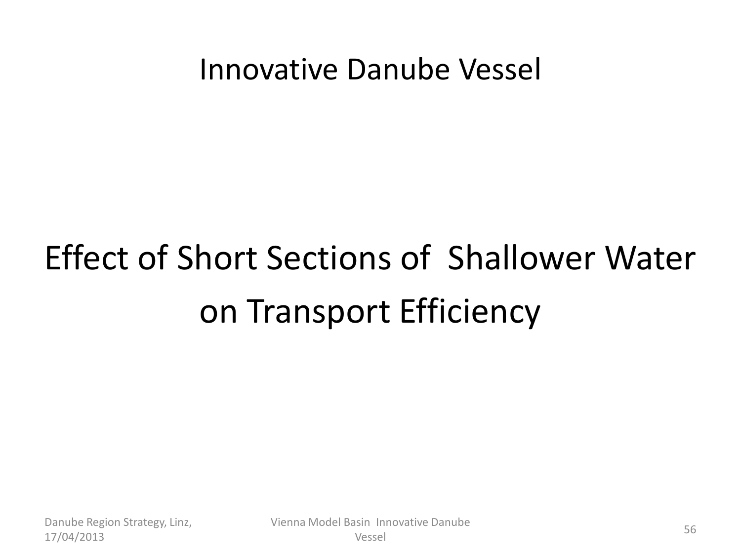# Innovative Danube Vessel

## Effect of Short Sections of Shallower Water on Transport Efficiency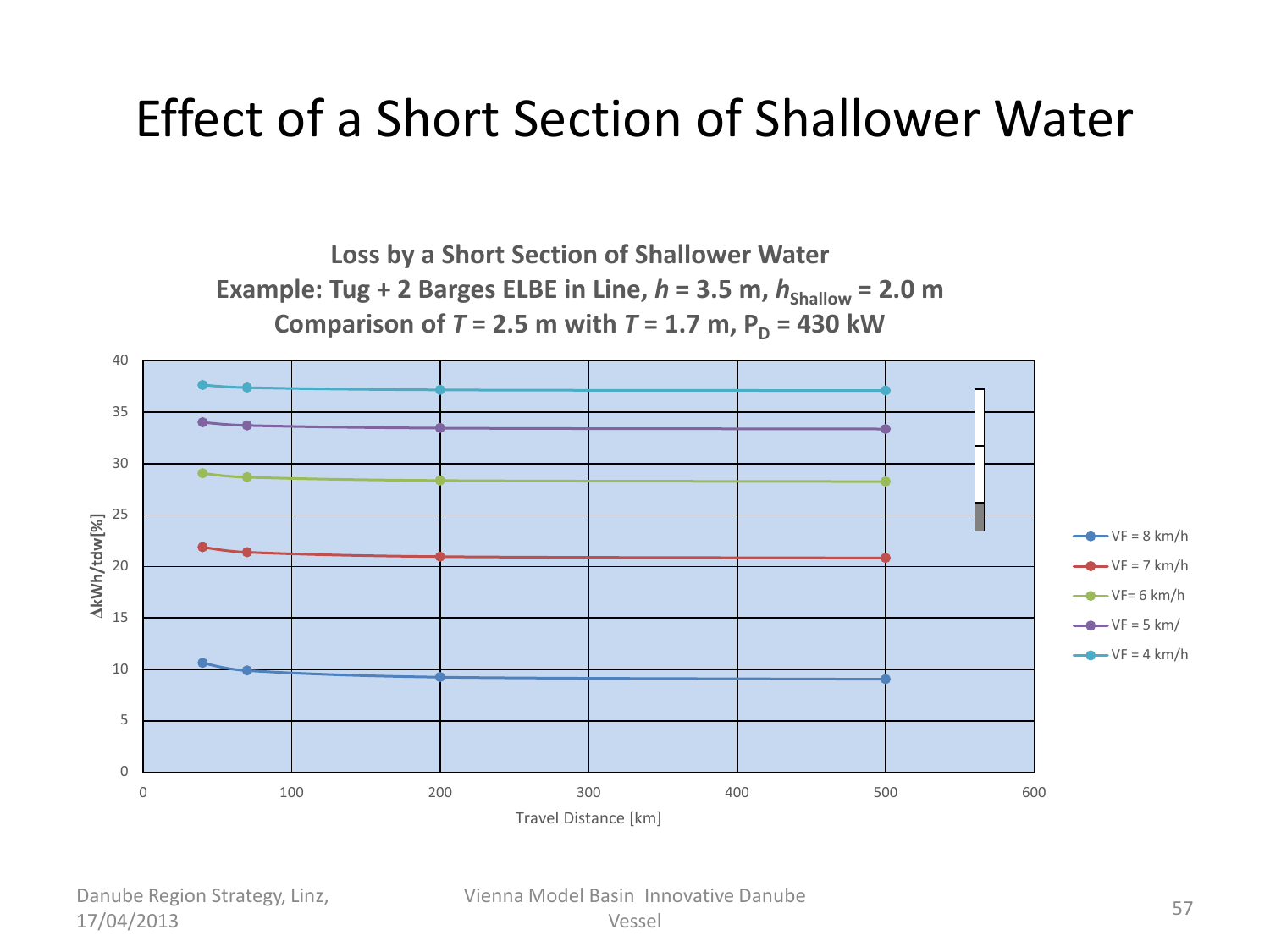# Effect of a Short Section of Shallower Water

**Loss by a Short Section of Shallower Water**
**Example: Tug + 2 Barges ELBE in Line, $h$ = 3.5 m, $h_{Shallow}$ = 2.0 m**
**Comparison of $T$ = 2.5 m with $T$ = 1.7 m, $P_D$ = 430 kW**

Y-axis: ΔkWh/tdw[%]

X-axis: Travel Distance [km]

Legend:
- VF = 8 km/h
- VF = 7 km/h
- VF= 6 km/h
- VF = 5 km/
- VF = 4 km/h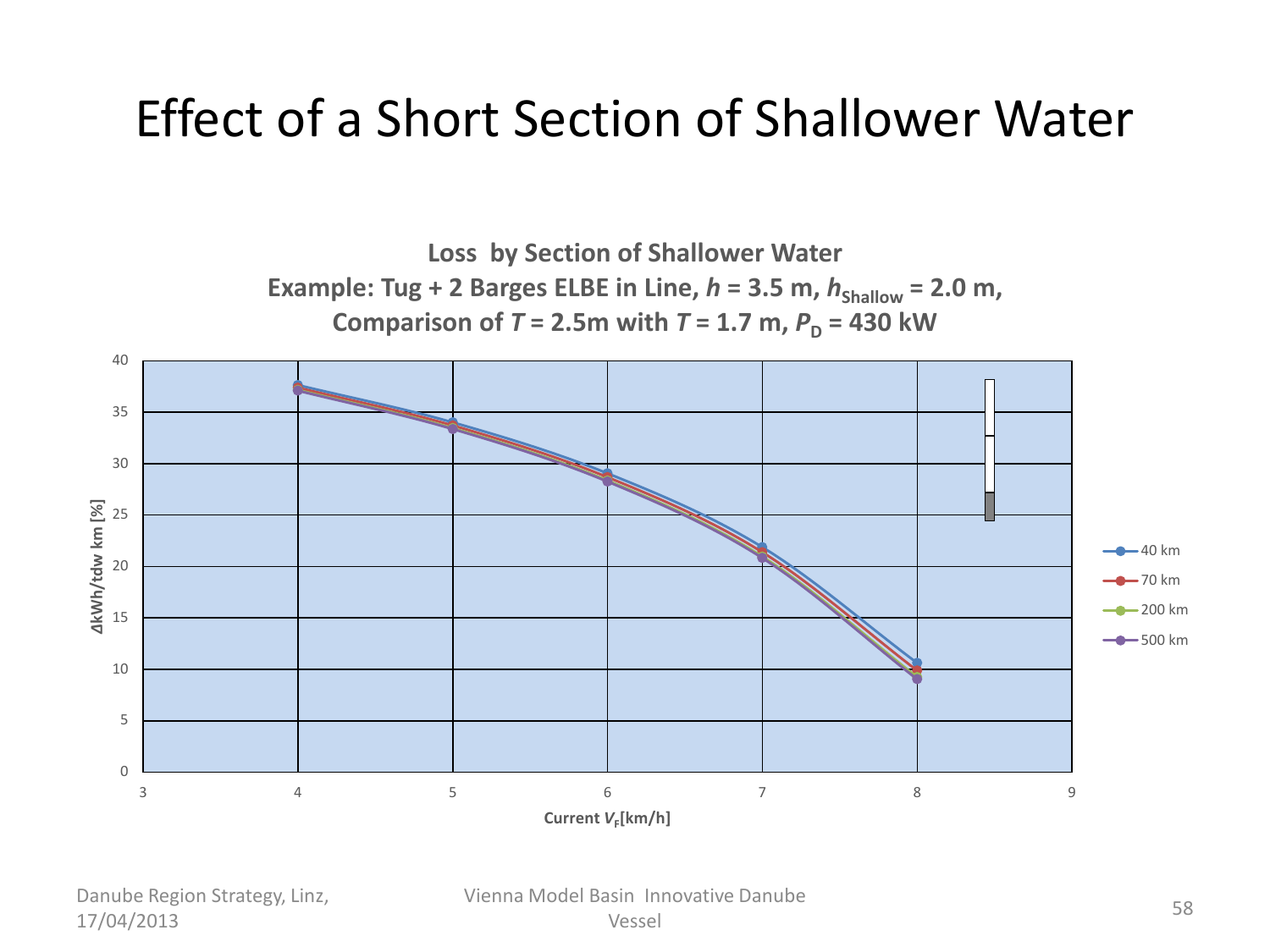# Effect of a Short Section of Shallower Water

**Loss by Section of Shallower Water**
**Example: Tug + 2 Barges ELBE in Line, $h$ = 3.5 m, $h_{Shallow}$ = 2.0 m,**
**Comparison of $T$ = 2.5m with $T$ = 1.7 m, $P_D$ = 430 kW**

Y-axis: ΔkWh/tdw km [%] (0–40)

X-axis: Current $V_F$[km/h] (3–9)

Legend: 40 km, 70 km, 200 km, 500 km

| Current $V_F$ [km/h] | 40 km | 70 km | 200 km | 500 km |
|---|---|---|---|---|
| 4 | ~37.5 | ~37.3 | ~37.2 | ~37.1 |
| 5 | ~33.9 | ~33.6 | ~33.4 | ~33.3 |
| 6 | ~28.9 | ~28.5 | ~28.3 | ~28.2 |
| 7 | ~21.8 | ~21.3 | ~21.0 | ~20.8 |
| 8 | ~10.6 | ~9.8 | ~9.3 | ~9.0 |

Danube Region Strategy, Linz, 17/04/2013

Vienna Model Basin Innovative Danube Vessel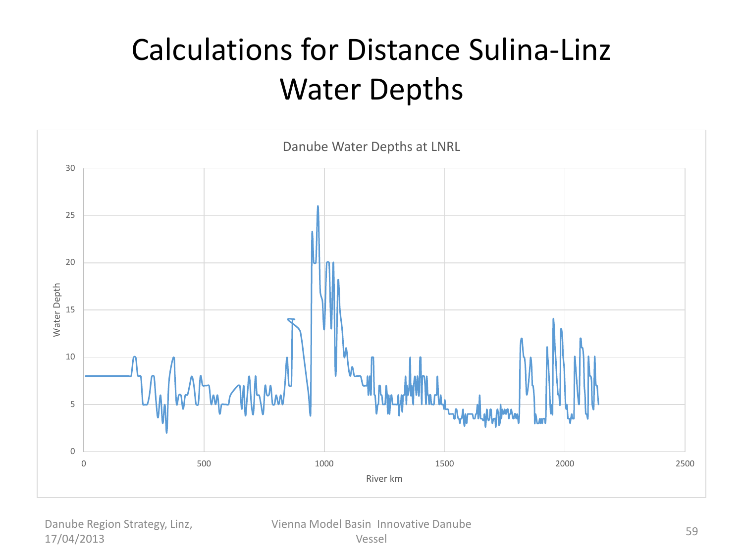# Calculations for Distance Sulina-Linz Water Depths

Danube Water Depths at LNRL

Water Depth

River km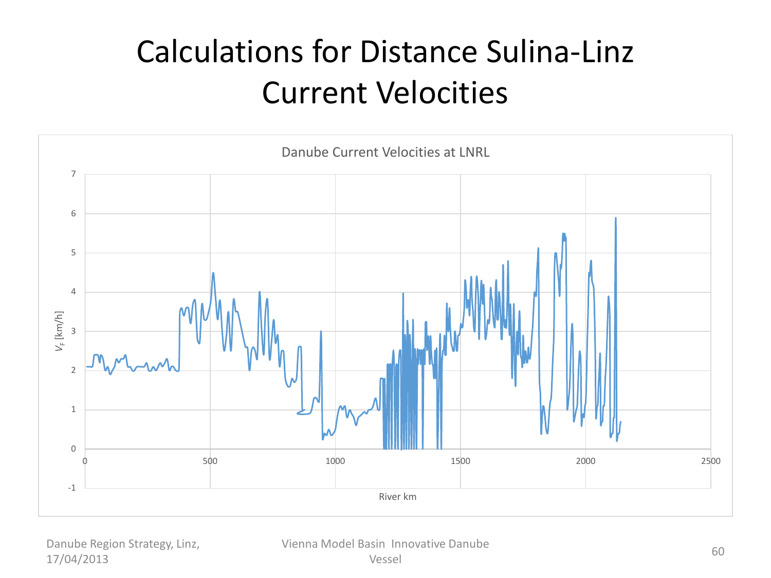# Calculations for Distance Sulina-Linz Current Velocities

Danube Current Velocities at LNRL

$V_F$ [km/h]

River km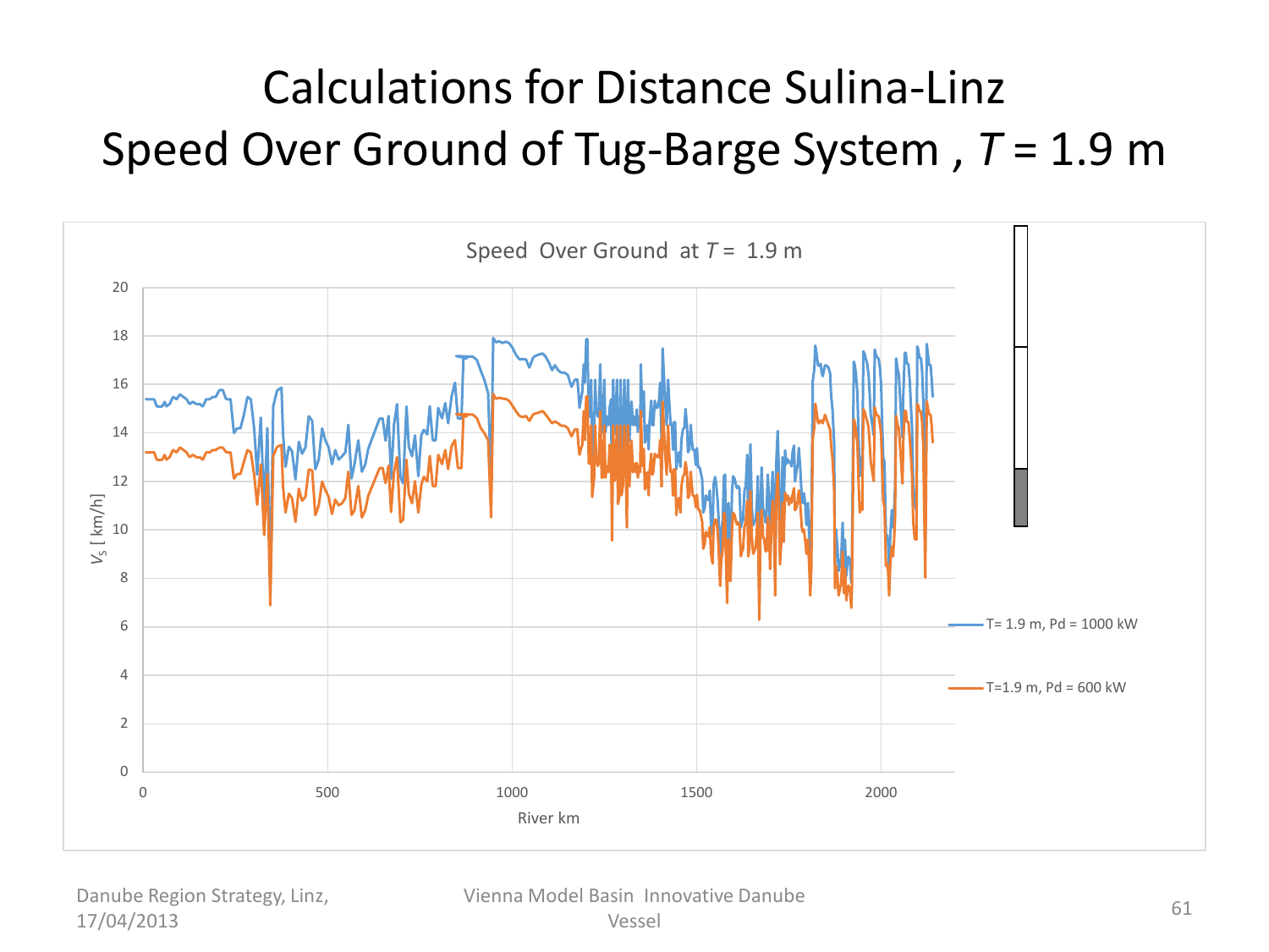# Calculations for Distance Sulina-Linz
# Speed Over Ground of Tug-Barge System , $T$ = 1.9 m

Speed Over Ground at $T$ = 1.9 m

$V_S$ [ km/h]

River km

T= 1.9 m, Pd = 1000 kW

T=1.9 m, Pd = 600 kW

Danube Region Strategy, Linz, 17/04/2013

Vienna Model Basin Innovative Danube Vessel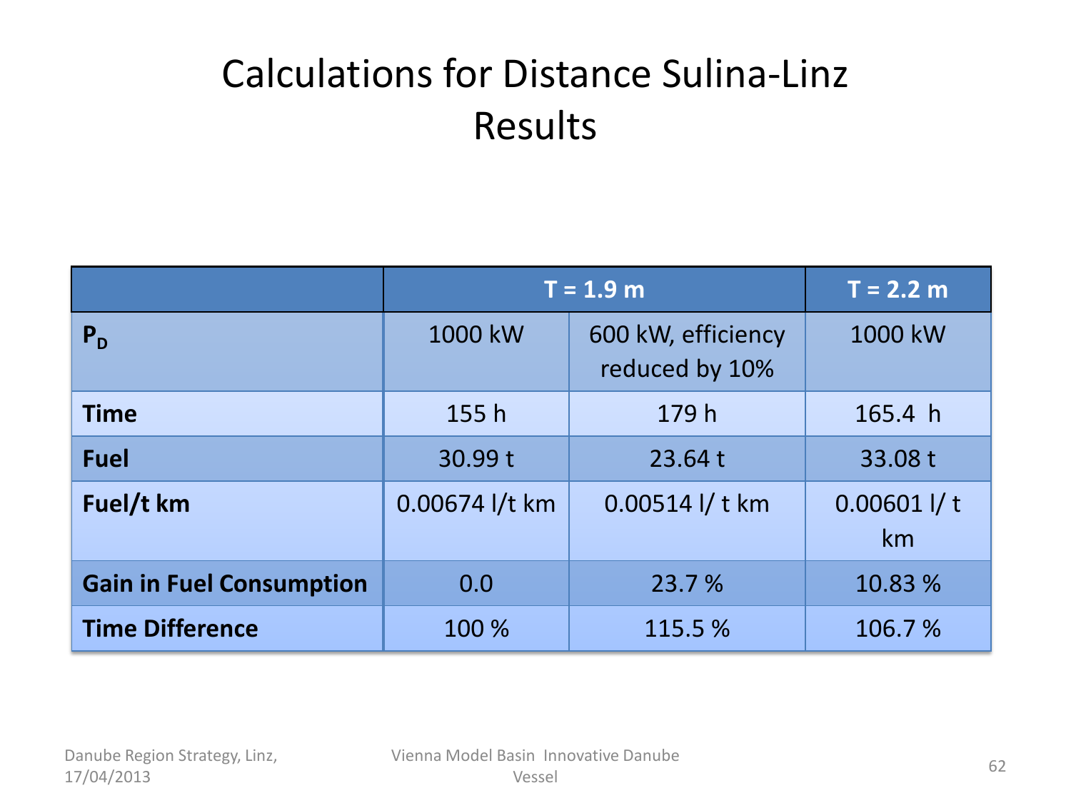# Calculations for Distance Sulina-Linz
## Results

| | T = 1.9 m | | T = 2.2 m |
|---|---|---|---|
| $P_D$ | 1000 kW | 600 kW, efficiency reduced by 10% | 1000 kW |
| **Time** | 155 h | 179 h | 165.4 h |
| **Fuel** | 30.99 t | 23.64 t | 33.08 t |
| **Fuel/t km** | 0.00674 l/t km | 0.00514 l/ t km | 0.00601 l/ t km |
| **Gain in Fuel Consumption** | 0.0 | 23.7 % | 10.83 % |
| **Time Difference** | 100 % | 115.5 % | 106.7 % |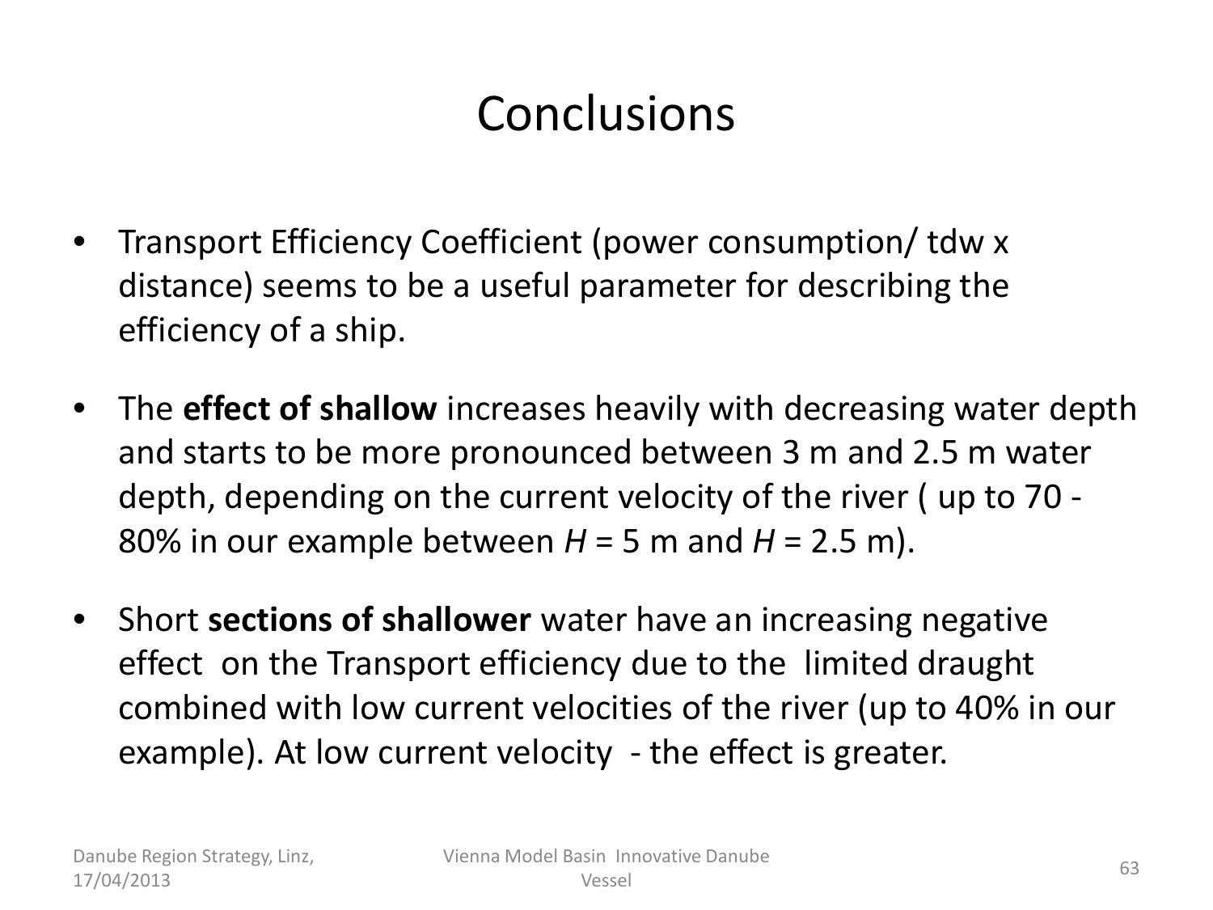# Conclusions

- Transport Efficiency Coefficient (power consumption/ tdw x distance) seems to be a useful parameter for describing the efficiency of a ship.
- The **effect of shallow** increases heavily with decreasing water depth and starts to be more pronounced between 3 m and 2.5 m water depth, depending on the current velocity of the river ( up to 70 - 80% in our example between $H$ = 5 m and $H$ = 2.5 m).
- Short **sections of shallower** water have an increasing negative effect on the Transport efficiency due to the limited draught combined with low current velocities of the river (up to 40% in our example). At low current velocity - the effect is greater.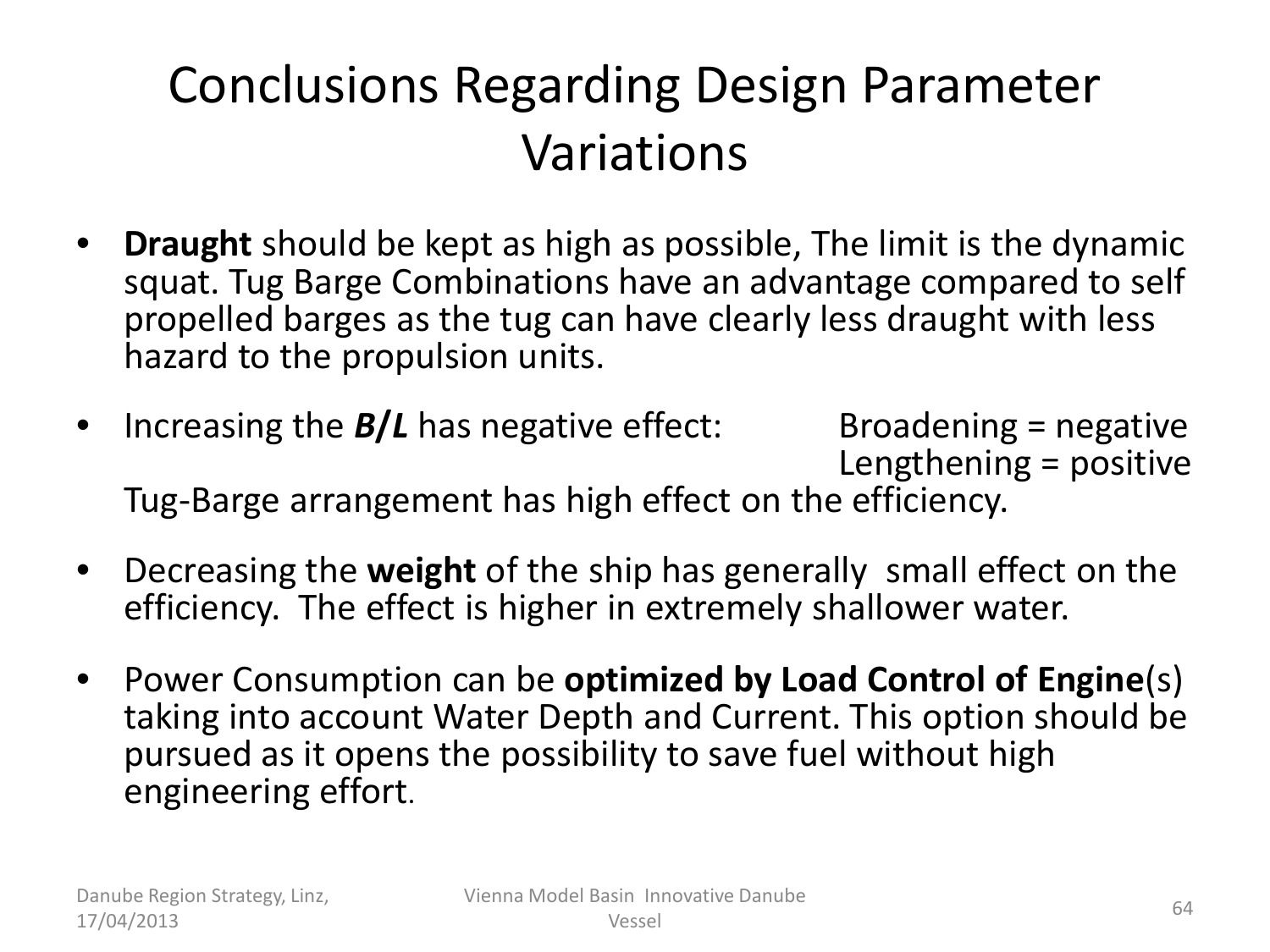# Conclusions Regarding Design Parameter Variations

- **Draught** should be kept as high as possible, The limit is the dynamic squat. Tug Barge Combinations have an advantage compared to self propelled barges as the tug can have clearly less draught with less hazard to the propulsion units.
- Increasing the ***B/L*** has negative effect: Broadening = negative  
  Lengthening = positive  
  Tug-Barge arrangement has high effect on the efficiency.
- Decreasing the **weight** of the ship has generally small effect on the efficiency. The effect is higher in extremely shallower water.
- Power Consumption can be **optimized by Load Control of Engine**(s) taking into account Water Depth and Current. This option should be pursued as it opens the possibility to save fuel without high engineering effort.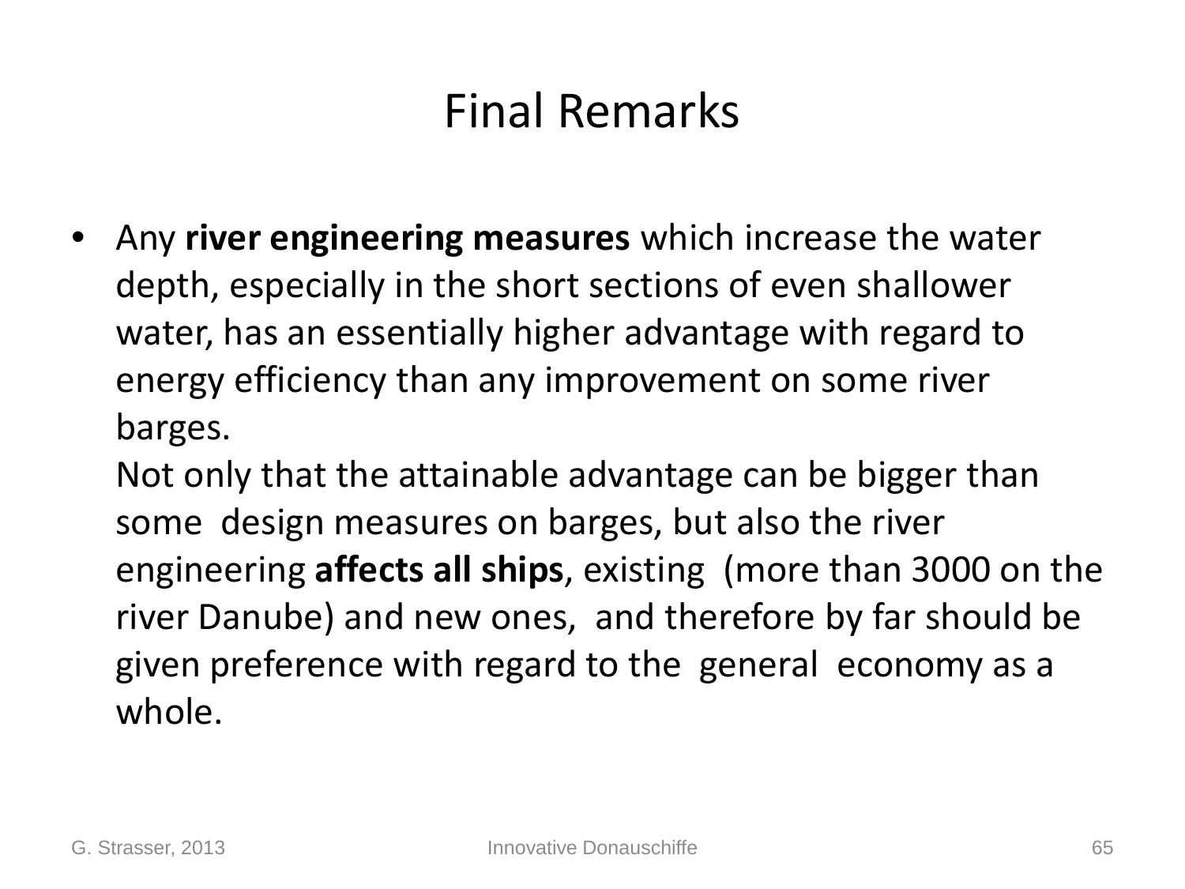# Final Remarks

- Any **river engineering measures** which increase the water depth, especially in the short sections of even shallower water, has an essentially higher advantage with regard to energy efficiency than any improvement on some river barges.
  Not only that the attainable advantage can be bigger than some design measures on barges, but also the river engineering **affects all ships**, existing (more than 3000 on the river Danube) and new ones, and therefore by far should be given preference with regard to the general economy as a whole.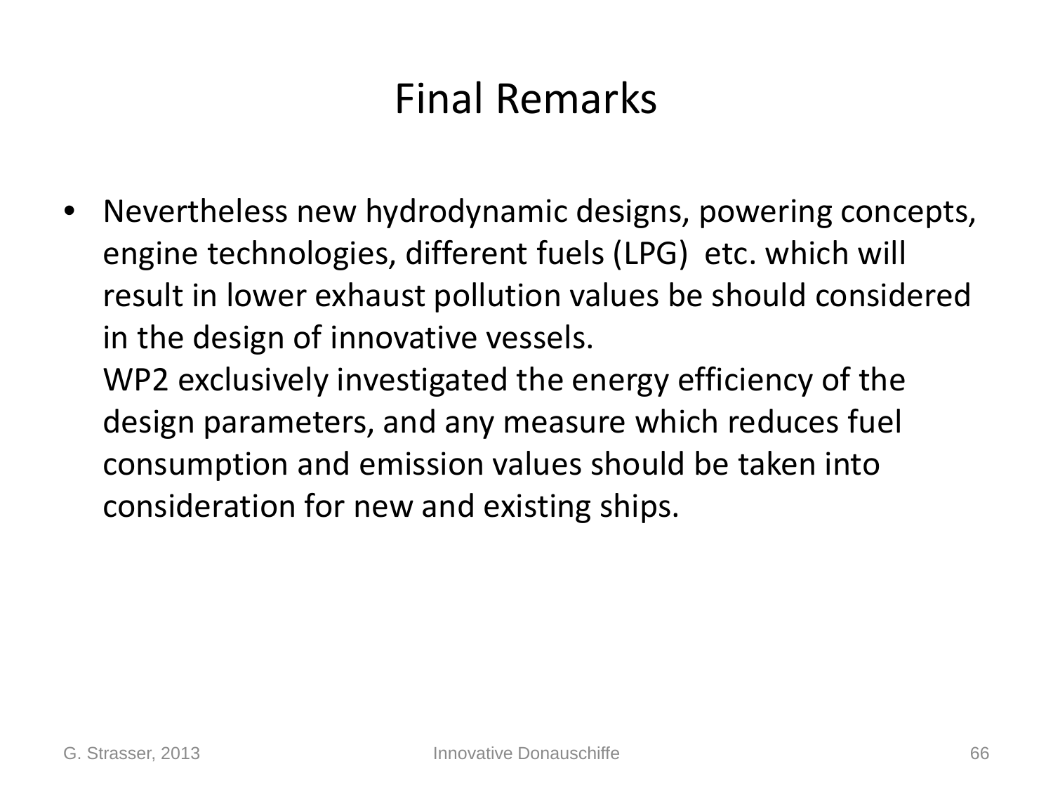# Final Remarks

- Nevertheless new hydrodynamic designs, powering concepts, engine technologies, different fuels (LPG) etc. which will result in lower exhaust pollution values be should considered in the design of innovative vessels.
  WP2 exclusively investigated the energy efficiency of the design parameters, and any measure which reduces fuel consumption and emission values should be taken into consideration for new and existing ships.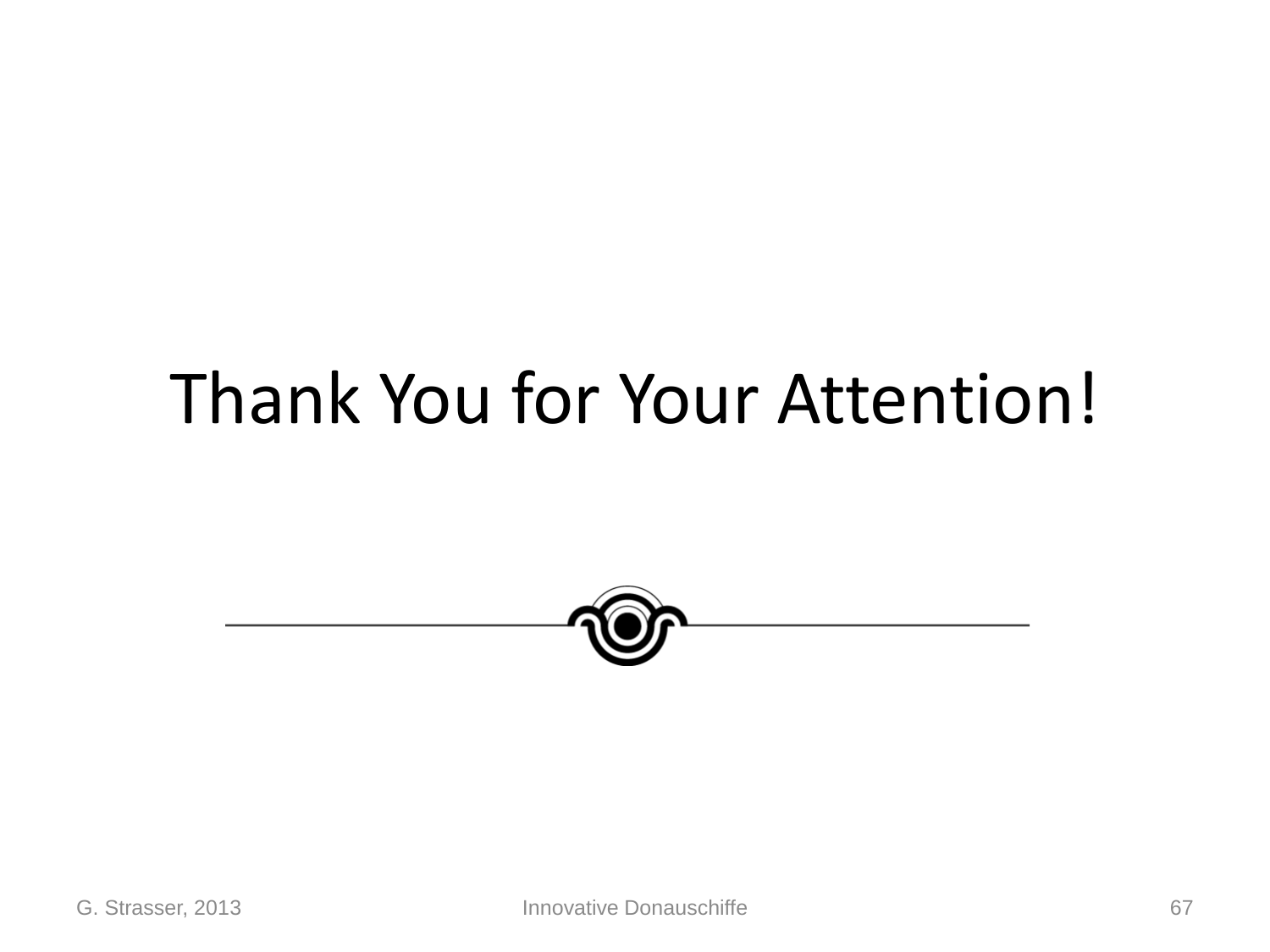# Thank You for Your Attention!